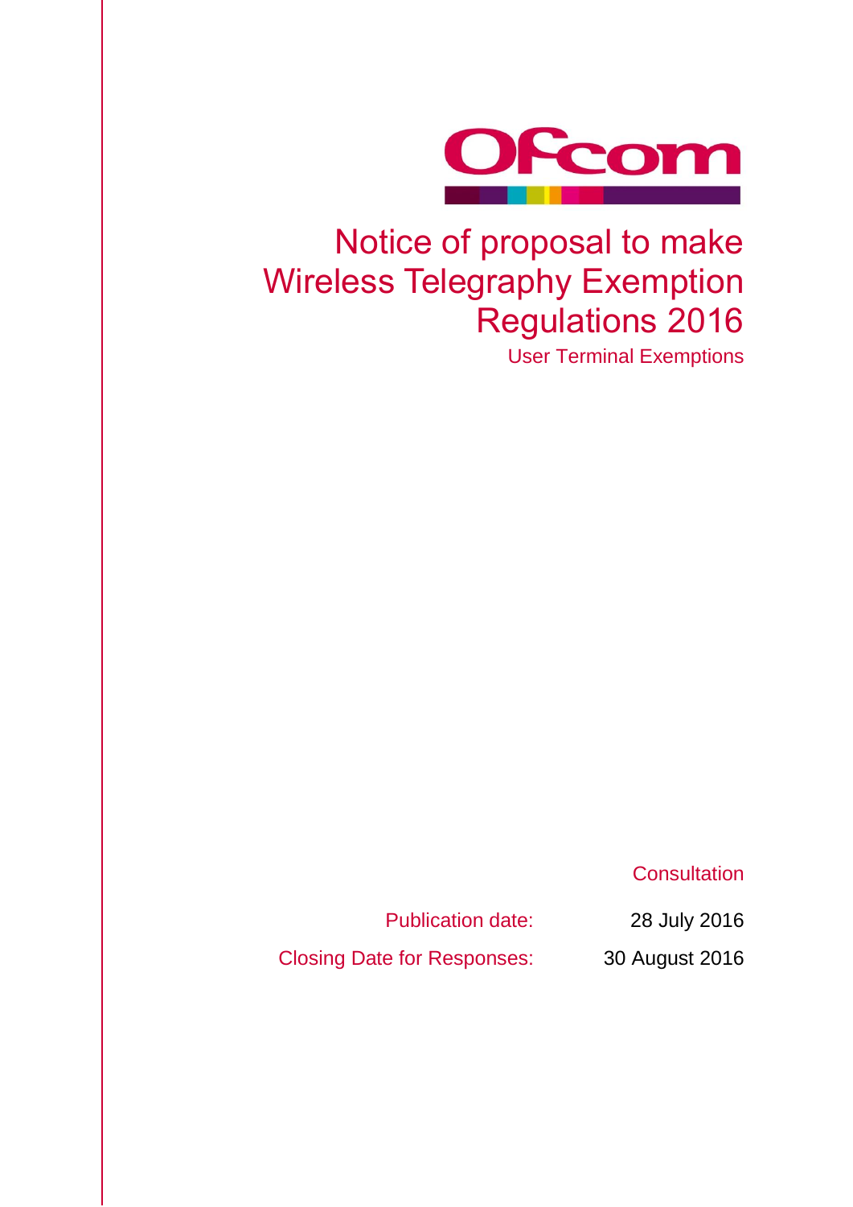Ofcom

# Notice of proposal to make Wireless Telegraphy Exemption Regulations 2016

User Terminal Exemptions

Consultation

| Publication date: | 28 July 2016 |
| --- | --- |
| Closing Date for Responses: | 30 August 2016 |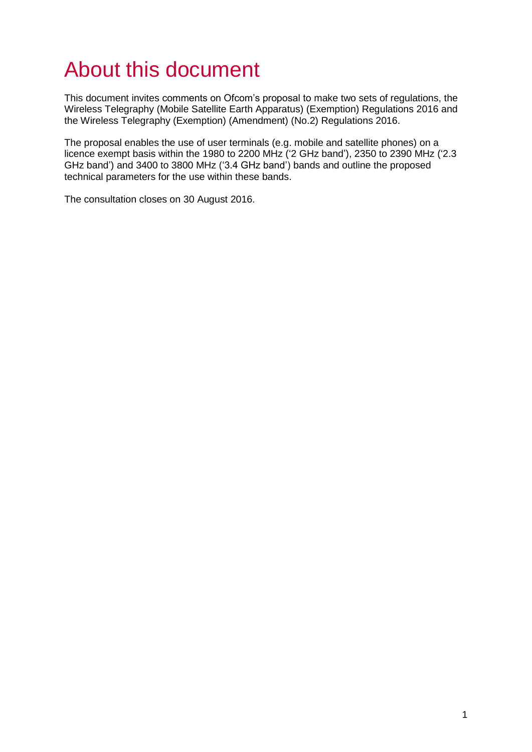# About this document

This document invites comments on Ofcom's proposal to make two sets of regulations, the Wireless Telegraphy (Mobile Satellite Earth Apparatus) (Exemption) Regulations 2016 and the Wireless Telegraphy (Exemption) (Amendment) (No.2) Regulations 2016.

The proposal enables the use of user terminals (e.g. mobile and satellite phones) on a licence exempt basis within the 1980 to 2200 MHz ('2 GHz band'), 2350 to 2390 MHz ('2.3 GHz band') and 3400 to 3800 MHz ('3.4 GHz band') bands and outline the proposed technical parameters for the use within these bands.

The consultation closes on 30 August 2016.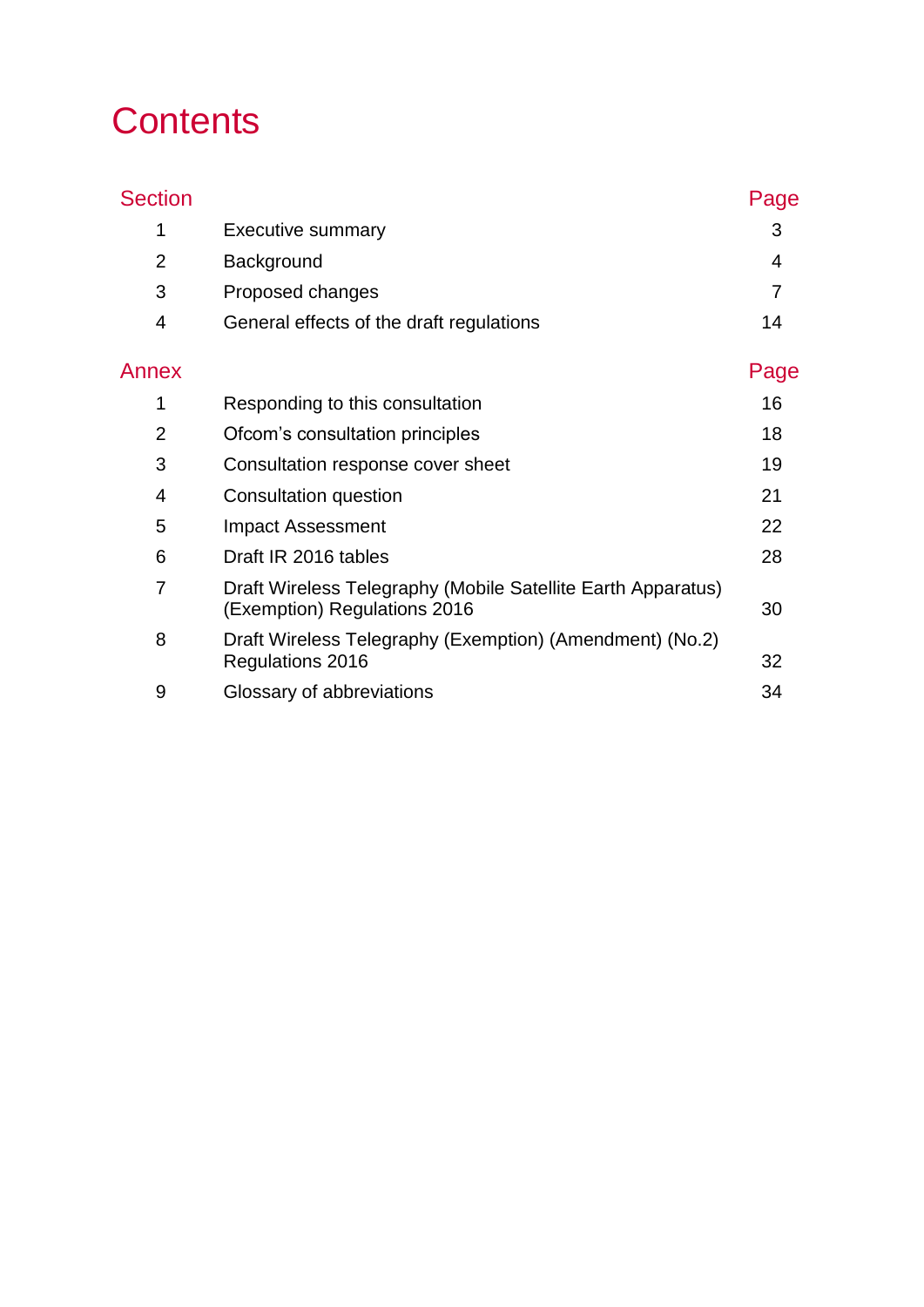# Contents

| Section | | Page |
|---|---|---|
| 1 | Executive summary | 3 |
| 2 | Background | 4 |
| 3 | Proposed changes | 7 |
| 4 | General effects of the draft regulations | 14 |

| Annex | | Page |
|---|---|---|
| 1 | Responding to this consultation | 16 |
| 2 | Ofcom's consultation principles | 18 |
| 3 | Consultation response cover sheet | 19 |
| 4 | Consultation question | 21 |
| 5 | Impact Assessment | 22 |
| 6 | Draft IR 2016 tables | 28 |
| 7 | Draft Wireless Telegraphy (Mobile Satellite Earth Apparatus) (Exemption) Regulations 2016 | 30 |
| 8 | Draft Wireless Telegraphy (Exemption) (Amendment) (No.2) Regulations 2016 | 32 |
| 9 | Glossary of abbreviations | 34 |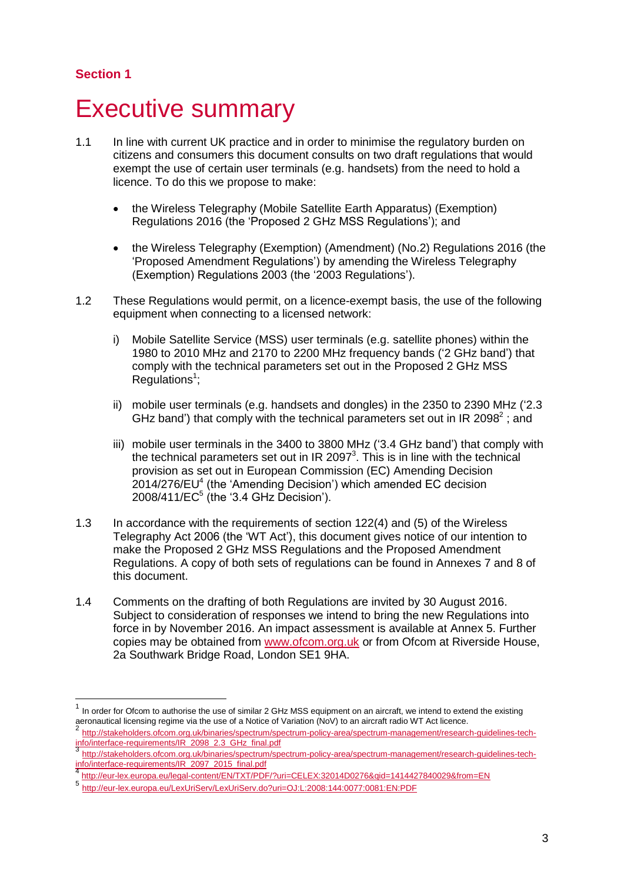**Section 1**

# Executive summary

1.1 In line with current UK practice and in order to minimise the regulatory burden on citizens and consumers this document consults on two draft regulations that would exempt the use of certain user terminals (e.g. handsets) from the need to hold a licence. To do this we propose to make:

- the Wireless Telegraphy (Mobile Satellite Earth Apparatus) (Exemption) Regulations 2016 (the 'Proposed 2 GHz MSS Regulations'); and
- the Wireless Telegraphy (Exemption) (Amendment) (No.2) Regulations 2016 (the 'Proposed Amendment Regulations') by amending the Wireless Telegraphy (Exemption) Regulations 2003 (the '2003 Regulations').

1.2 These Regulations would permit, on a licence-exempt basis, the use of the following equipment when connecting to a licensed network:

i) Mobile Satellite Service (MSS) user terminals (e.g. satellite phones) within the 1980 to 2010 MHz and 2170 to 2200 MHz frequency bands ('2 GHz band') that comply with the technical parameters set out in the Proposed 2 GHz MSS Regulations[1];

ii) mobile user terminals (e.g. handsets and dongles) in the 2350 to 2390 MHz ('2.3 GHz band') that comply with the technical parameters set out in IR 2098[2] ; and

iii) mobile user terminals in the 3400 to 3800 MHz ('3.4 GHz band') that comply with the technical parameters set out in IR 2097[3]. This is in line with the technical provision as set out in European Commission (EC) Amending Decision 2014/276/EU[4] (the 'Amending Decision') which amended EC decision 2008/411/EC[5] (the '3.4 GHz Decision').

1.3 In accordance with the requirements of section 122(4) and (5) of the Wireless Telegraphy Act 2006 (the 'WT Act'), this document gives notice of our intention to make the Proposed 2 GHz MSS Regulations and the Proposed Amendment Regulations. A copy of both sets of regulations can be found in Annexes 7 and 8 of this document.

1.4 Comments on the drafting of both Regulations are invited by 30 August 2016. Subject to consideration of responses we intend to bring the new Regulations into force in by November 2016. An impact assessment is available at Annex 5. Further copies may be obtained from www.ofcom.org.uk or from Ofcom at Riverside House, 2a Southwark Bridge Road, London SE1 9HA.

---

[1] In order for Ofcom to authorise the use of similar 2 GHz MSS equipment on an aircraft, we intend to extend the existing aeronautical licensing regime via the use of a Notice of Variation (NoV) to an aircraft radio WT Act licence.

[2] http://stakeholders.ofcom.org.uk/binaries/spectrum/spectrum-policy-area/spectrum-management/research-guidelines-tech-info/interface-requirements/IR_2098_2.3_GHz_final.pdf

[3] http://stakeholders.ofcom.org.uk/binaries/spectrum/spectrum-policy-area/spectrum-management/research-guidelines-tech-info/interface-requirements/IR_2097_2015_final.pdf

[4] http://eur-lex.europa.eu/legal-content/EN/TXT/PDF/?uri=CELEX:32014D0276&qid=1414427840029&from=EN

[5] http://eur-lex.europa.eu/LexUriServ/LexUriServ.do?uri=OJ:L:2008:144:0077:0081:EN:PDF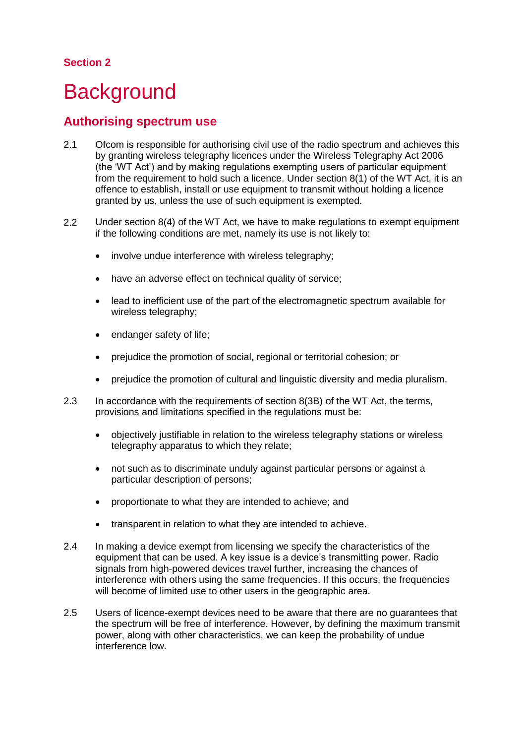Section 2

# Background

## Authorising spectrum use

2.1 Ofcom is responsible for authorising civil use of the radio spectrum and achieves this by granting wireless telegraphy licences under the Wireless Telegraphy Act 2006 (the 'WT Act') and by making regulations exempting users of particular equipment from the requirement to hold such a licence. Under section 8(1) of the WT Act, it is an offence to establish, install or use equipment to transmit without holding a licence granted by us, unless the use of such equipment is exempted.

2.2 Under section 8(4) of the WT Act, we have to make regulations to exempt equipment if the following conditions are met, namely its use is not likely to:

- involve undue interference with wireless telegraphy;
- have an adverse effect on technical quality of service;
- lead to inefficient use of the part of the electromagnetic spectrum available for wireless telegraphy;
- endanger safety of life;
- prejudice the promotion of social, regional or territorial cohesion; or
- prejudice the promotion of cultural and linguistic diversity and media pluralism.

2.3 In accordance with the requirements of section 8(3B) of the WT Act, the terms, provisions and limitations specified in the regulations must be:

- objectively justifiable in relation to the wireless telegraphy stations or wireless telegraphy apparatus to which they relate;
- not such as to discriminate unduly against particular persons or against a particular description of persons;
- proportionate to what they are intended to achieve; and
- transparent in relation to what they are intended to achieve.

2.4 In making a device exempt from licensing we specify the characteristics of the equipment that can be used. A key issue is a device's transmitting power. Radio signals from high-powered devices travel further, increasing the chances of interference with others using the same frequencies. If this occurs, the frequencies will become of limited use to other users in the geographic area.

2.5 Users of licence-exempt devices need to be aware that there are no guarantees that the spectrum will be free of interference. However, by defining the maximum transmit power, along with other characteristics, we can keep the probability of undue interference low.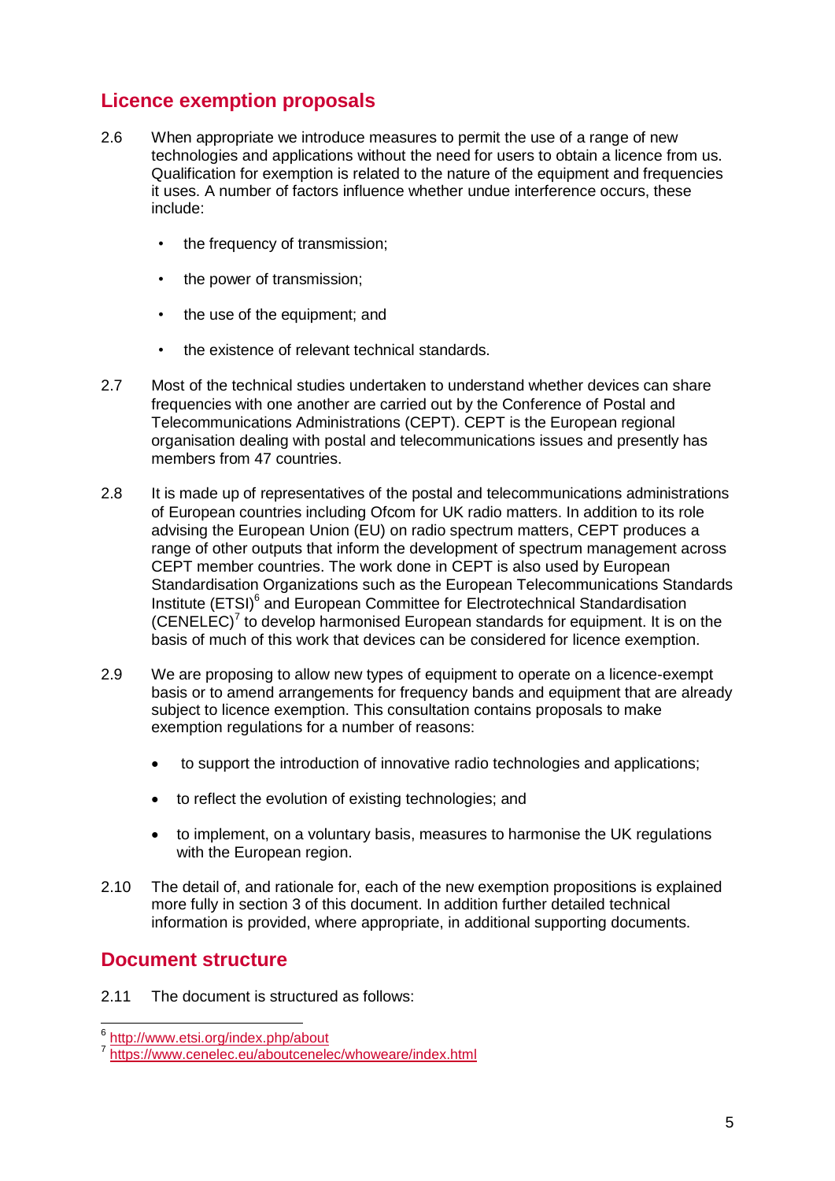## Licence exemption proposals

2.6 When appropriate we introduce measures to permit the use of a range of new technologies and applications without the need for users to obtain a licence from us. Qualification for exemption is related to the nature of the equipment and frequencies it uses. A number of factors influence whether undue interference occurs, these include:

- the frequency of transmission;
- the power of transmission;
- the use of the equipment; and
- the existence of relevant technical standards.

2.7 Most of the technical studies undertaken to understand whether devices can share frequencies with one another are carried out by the Conference of Postal and Telecommunications Administrations (CEPT). CEPT is the European regional organisation dealing with postal and telecommunications issues and presently has members from 47 countries.

2.8 It is made up of representatives of the postal and telecommunications administrations of European countries including Ofcom for UK radio matters. In addition to its role advising the European Union (EU) on radio spectrum matters, CEPT produces a range of other outputs that inform the development of spectrum management across CEPT member countries. The work done in CEPT is also used by European Standardisation Organizations such as the European Telecommunications Standards Institute (ETSI)[6] and European Committee for Electrotechnical Standardisation (CENELEC)[7] to develop harmonised European standards for equipment. It is on the basis of much of this work that devices can be considered for licence exemption.

2.9 We are proposing to allow new types of equipment to operate on a licence-exempt basis or to amend arrangements for frequency bands and equipment that are already subject to licence exemption. This consultation contains proposals to make exemption regulations for a number of reasons:

- to support the introduction of innovative radio technologies and applications;
- to reflect the evolution of existing technologies; and
- to implement, on a voluntary basis, measures to harmonise the UK regulations with the European region.

2.10 The detail of, and rationale for, each of the new exemption propositions is explained more fully in section 3 of this document. In addition further detailed technical information is provided, where appropriate, in additional supporting documents.

## Document structure

2.11 The document is structured as follows:

---

[6] http://www.etsi.org/index.php/about

[7] https://www.cenelec.eu/aboutcenelec/whoweare/index.html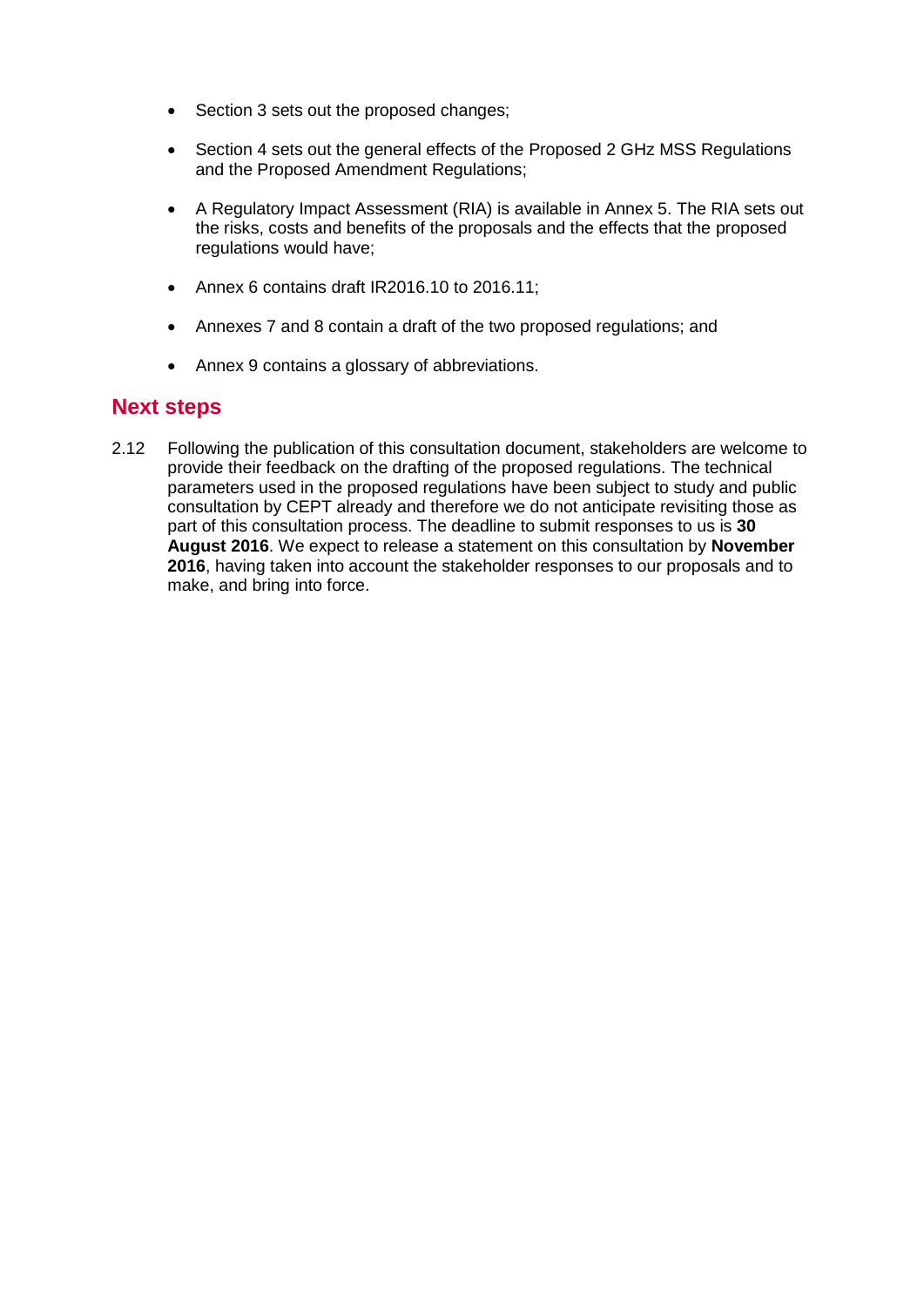- Section 3 sets out the proposed changes;
- Section 4 sets out the general effects of the Proposed 2 GHz MSS Regulations and the Proposed Amendment Regulations;
- A Regulatory Impact Assessment (RIA) is available in Annex 5. The RIA sets out the risks, costs and benefits of the proposals and the effects that the proposed regulations would have;
- Annex 6 contains draft IR2016.10 to 2016.11;
- Annexes 7 and 8 contain a draft of the two proposed regulations; and
- Annex 9 contains a glossary of abbreviations.

## Next steps

2.12 Following the publication of this consultation document, stakeholders are welcome to provide their feedback on the drafting of the proposed regulations. The technical parameters used in the proposed regulations have been subject to study and public consultation by CEPT already and therefore we do not anticipate revisiting those as part of this consultation process. The deadline to submit responses to us is **30 August 2016**. We expect to release a statement on this consultation by **November 2016**, having taken into account the stakeholder responses to our proposals and to make, and bring into force.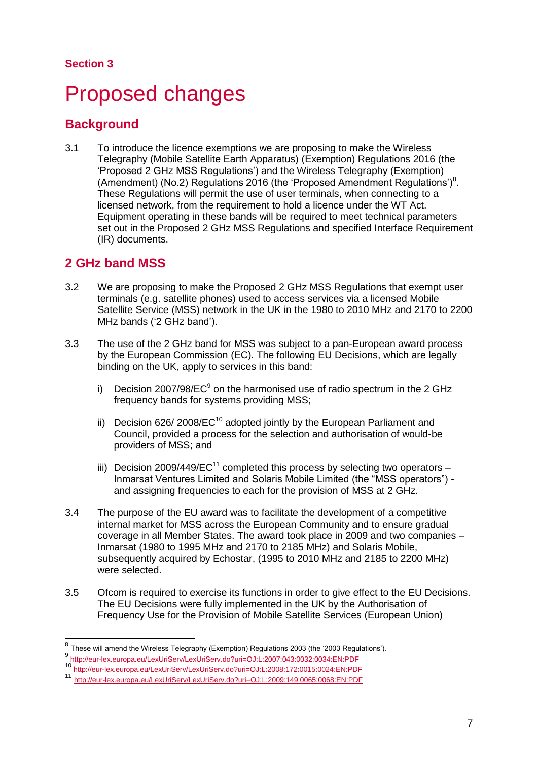**Section 3**

# Proposed changes

## Background

3.1 To introduce the licence exemptions we are proposing to make the Wireless Telegraphy (Mobile Satellite Earth Apparatus) (Exemption) Regulations 2016 (the 'Proposed 2 GHz MSS Regulations') and the Wireless Telegraphy (Exemption) (Amendment) (No.2) Regulations 2016 (the 'Proposed Amendment Regulations')[8]. These Regulations will permit the use of user terminals, when connecting to a licensed network, from the requirement to hold a licence under the WT Act. Equipment operating in these bands will be required to meet technical parameters set out in the Proposed 2 GHz MSS Regulations and specified Interface Requirement (IR) documents.

## 2 GHz band MSS

3.2 We are proposing to make the Proposed 2 GHz MSS Regulations that exempt user terminals (e.g. satellite phones) used to access services via a licensed Mobile Satellite Service (MSS) network in the UK in the 1980 to 2010 MHz and 2170 to 2200 MHz bands ('2 GHz band').

3.3 The use of the 2 GHz band for MSS was subject to a pan-European award process by the European Commission (EC). The following EU Decisions, which are legally binding on the UK, apply to services in this band:

i) Decision 2007/98/EC[9] on the harmonised use of radio spectrum in the 2 GHz frequency bands for systems providing MSS;

ii) Decision 626/ 2008/EC[10] adopted jointly by the European Parliament and Council, provided a process for the selection and authorisation of would-be providers of MSS; and

iii) Decision 2009/449/EC[11] completed this process by selecting two operators – Inmarsat Ventures Limited and Solaris Mobile Limited (the "MSS operators") - and assigning frequencies to each for the provision of MSS at 2 GHz.

3.4 The purpose of the EU award was to facilitate the development of a competitive internal market for MSS across the European Community and to ensure gradual coverage in all Member States. The award took place in 2009 and two companies – Inmarsat (1980 to 1995 MHz and 2170 to 2185 MHz) and Solaris Mobile, subsequently acquired by Echostar, (1995 to 2010 MHz and 2185 to 2200 MHz) were selected.

3.5 Ofcom is required to exercise its functions in order to give effect to the EU Decisions. The EU Decisions were fully implemented in the UK by the Authorisation of Frequency Use for the Provision of Mobile Satellite Services (European Union)

---

[8] These will amend the Wireless Telegraphy (Exemption) Regulations 2003 (the '2003 Regulations').

[9] http://eur-lex.europa.eu/LexUriServ/LexUriServ.do?uri=OJ:L:2007:043:0032:0034:EN:PDF

[10] http://eur-lex.europa.eu/LexUriServ/LexUriServ.do?uri=OJ:L:2008:172:0015:0024:EN:PDF

[11] http://eur-lex.europa.eu/LexUriServ/LexUriServ.do?uri=OJ:L:2009:149:0065:0068:EN:PDF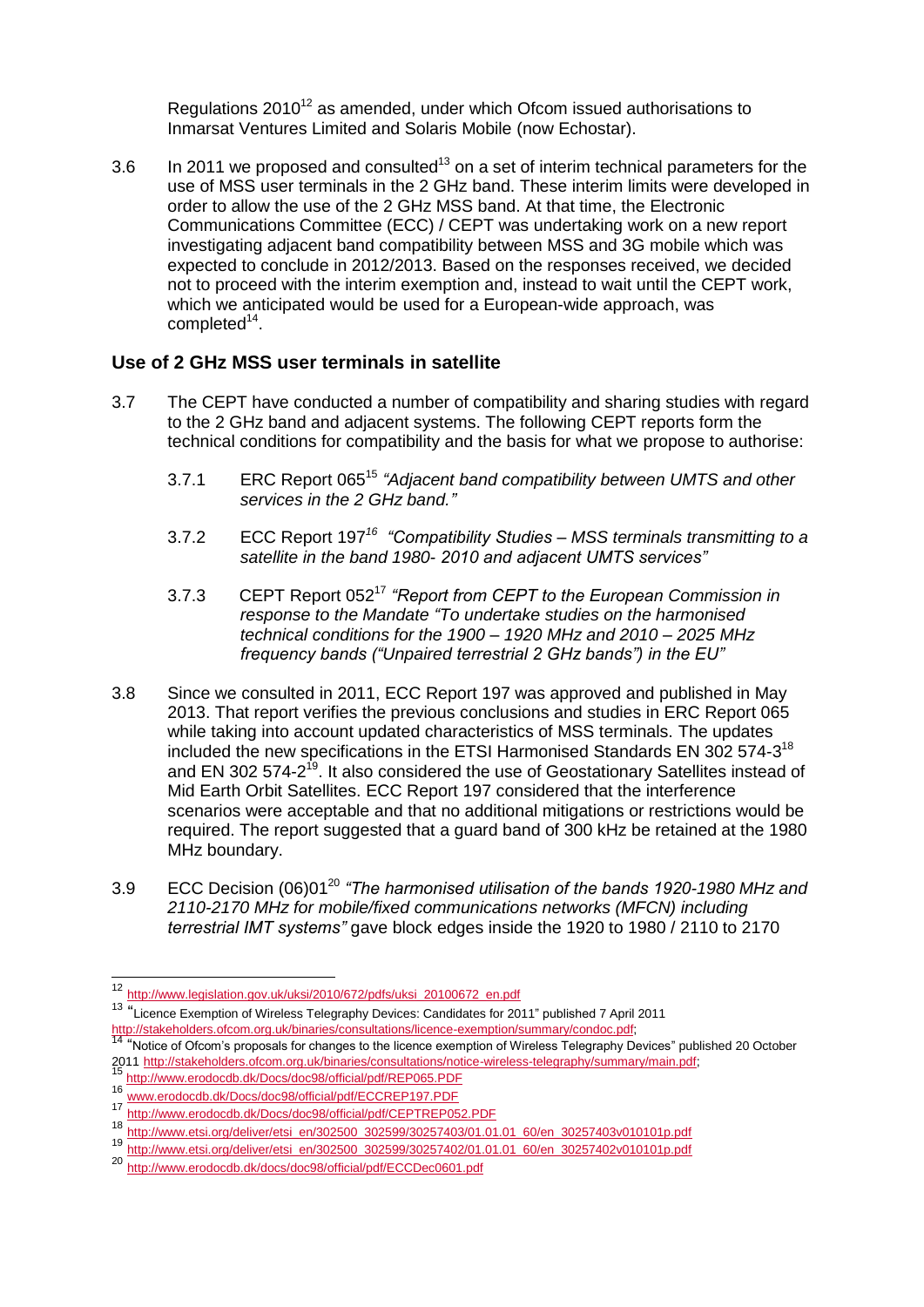Regulations 2010[12] as amended, under which Ofcom issued authorisations to Inmarsat Ventures Limited and Solaris Mobile (now Echostar).

3.6 In 2011 we proposed and consulted[13] on a set of interim technical parameters for the use of MSS user terminals in the 2 GHz band. These interim limits were developed in order to allow the use of the 2 GHz MSS band. At that time, the Electronic Communications Committee (ECC) / CEPT was undertaking work on a new report investigating adjacent band compatibility between MSS and 3G mobile which was expected to conclude in 2012/2013. Based on the responses received, we decided not to proceed with the interim exemption and, instead to wait until the CEPT work, which we anticipated would be used for a European-wide approach, was completed[14].

## Use of 2 GHz MSS user terminals in satellite

3.7 The CEPT have conducted a number of compatibility and sharing studies with regard to the 2 GHz band and adjacent systems. The following CEPT reports form the technical conditions for compatibility and the basis for what we propose to authorise:

3.7.1 ERC Report 065[15] *"Adjacent band compatibility between UMTS and other services in the 2 GHz band."*

3.7.2 ECC Report 197[16] *"Compatibility Studies – MSS terminals transmitting to a satellite in the band 1980- 2010 and adjacent UMTS services"*

3.7.3 CEPT Report 052[17] *"Report from CEPT to the European Commission in response to the Mandate "To undertake studies on the harmonised technical conditions for the 1900 – 1920 MHz and 2010 – 2025 MHz frequency bands ("Unpaired terrestrial 2 GHz bands") in the EU"*

3.8 Since we consulted in 2011, ECC Report 197 was approved and published in May 2013. That report verifies the previous conclusions and studies in ERC Report 065 while taking into account updated characteristics of MSS terminals. The updates included the new specifications in the ETSI Harmonised Standards EN 302 574-3[18] and EN 302 574-2[19]. It also considered the use of Geostationary Satellites instead of Mid Earth Orbit Satellites. ECC Report 197 considered that the interference scenarios were acceptable and that no additional mitigations or restrictions would be required. The report suggested that a guard band of 300 kHz be retained at the 1980 MHz boundary.

3.9 ECC Decision (06)01[20] *"The harmonised utilisation of the bands 1920-1980 MHz and 2110-2170 MHz for mobile/fixed communications networks (MFCN) including terrestrial IMT systems"* gave block edges inside the 1920 to 1980 / 2110 to 2170

---

[12] http://www.legislation.gov.uk/uksi/2010/672/pdfs/uksi_20100672_en.pdf

[13] "Licence Exemption of Wireless Telegraphy Devices: Candidates for 2011" published 7 April 2011 http://stakeholders.ofcom.org.uk/binaries/consultations/licence-exemption/summary/condoc.pdf;

[14] "Notice of Ofcom's proposals for changes to the licence exemption of Wireless Telegraphy Devices" published 20 October 2011 http://stakeholders.ofcom.org.uk/binaries/consultations/notice-wireless-telegraphy/summary/main.pdf;

[15] http://www.erodocdb.dk/Docs/doc98/official/pdf/REP065.PDF

[16] www.erodocdb.dk/Docs/doc98/official/pdf/ECCREP197.PDF

[17] http://www.erodocdb.dk/Docs/doc98/official/pdf/CEPTREP052.PDF

[18] http://www.etsi.org/deliver/etsi_en/302500_302599/30257403/01.01.01_60/en_30257403v010101p.pdf

[19] http://www.etsi.org/deliver/etsi_en/302500_302599/30257402/01.01.01_60/en_30257402v010101p.pdf

[20] http://www.erodocdb.dk/docs/doc98/official/pdf/ECCDec0601.pdf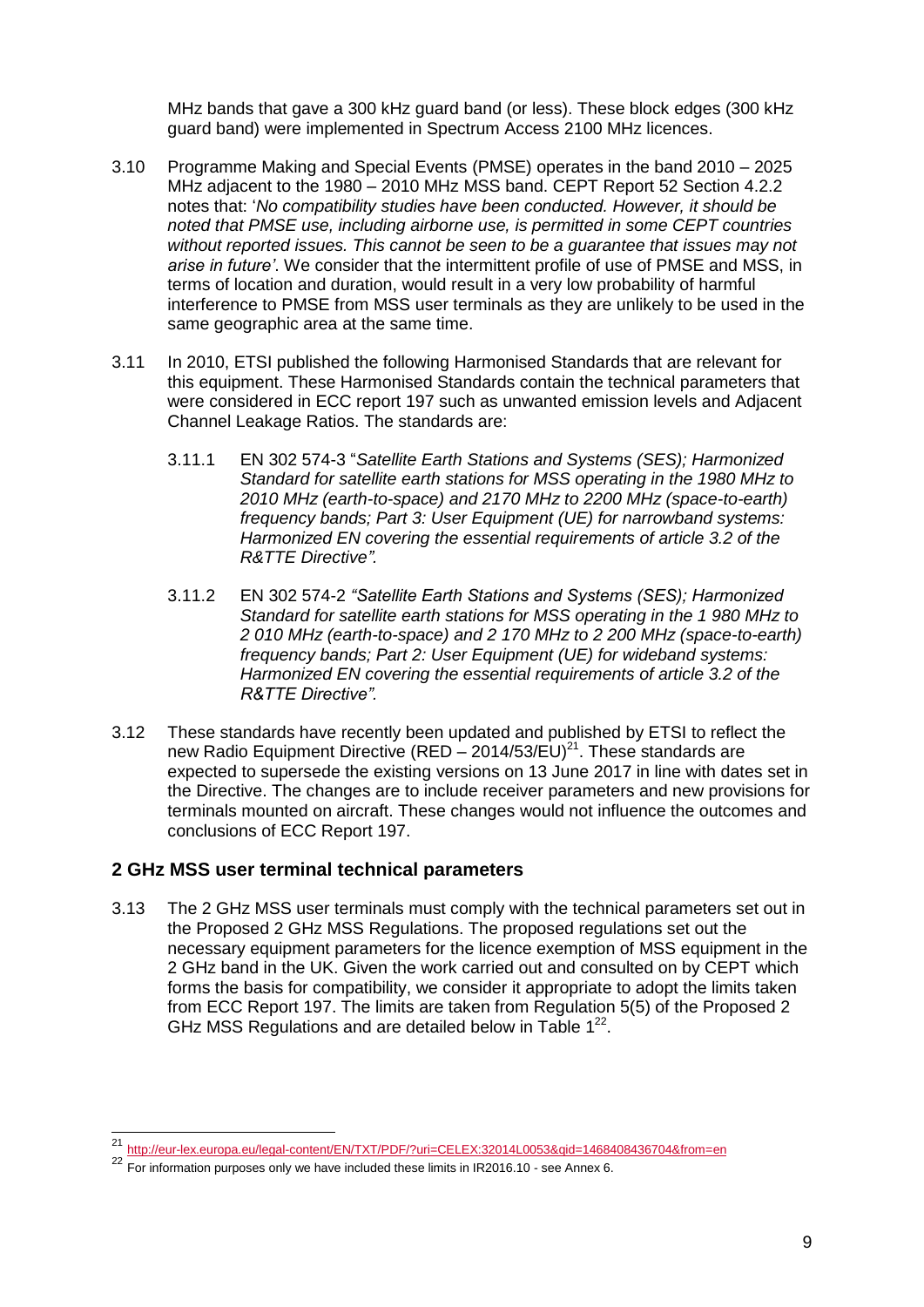MHz bands that gave a 300 kHz guard band (or less). These block edges (300 kHz guard band) were implemented in Spectrum Access 2100 MHz licences.

3.10 Programme Making and Special Events (PMSE) operates in the band 2010 – 2025 MHz adjacent to the 1980 – 2010 MHz MSS band. CEPT Report 52 Section 4.2.2 notes that: '*No compatibility studies have been conducted. However, it should be noted that PMSE use, including airborne use, is permitted in some CEPT countries without reported issues. This cannot be seen to be a guarantee that issues may not arise in future'*. We consider that the intermittent profile of use of PMSE and MSS, in terms of location and duration, would result in a very low probability of harmful interference to PMSE from MSS user terminals as they are unlikely to be used in the same geographic area at the same time.

3.11 In 2010, ETSI published the following Harmonised Standards that are relevant for this equipment. These Harmonised Standards contain the technical parameters that were considered in ECC report 197 such as unwanted emission levels and Adjacent Channel Leakage Ratios. The standards are:

3.11.1 EN 302 574-3 "*Satellite Earth Stations and Systems (SES); Harmonized Standard for satellite earth stations for MSS operating in the 1980 MHz to 2010 MHz (earth-to-space) and 2170 MHz to 2200 MHz (space-to-earth) frequency bands; Part 3: User Equipment (UE) for narrowband systems: Harmonized EN covering the essential requirements of article 3.2 of the R&TTE Directive".*

3.11.2 EN 302 574-2 *"Satellite Earth Stations and Systems (SES); Harmonized Standard for satellite earth stations for MSS operating in the 1 980 MHz to 2 010 MHz (earth-to-space) and 2 170 MHz to 2 200 MHz (space-to-earth) frequency bands; Part 2: User Equipment (UE) for wideband systems: Harmonized EN covering the essential requirements of article 3.2 of the R&TTE Directive".*

3.12 These standards have recently been updated and published by ETSI to reflect the new Radio Equipment Directive (RED – 2014/53/EU)[21]. These standards are expected to supersede the existing versions on 13 June 2017 in line with dates set in the Directive. The changes are to include receiver parameters and new provisions for terminals mounted on aircraft. These changes would not influence the outcomes and conclusions of ECC Report 197.

## 2 GHz MSS user terminal technical parameters

3.13 The 2 GHz MSS user terminals must comply with the technical parameters set out in the Proposed 2 GHz MSS Regulations. The proposed regulations set out the necessary equipment parameters for the licence exemption of MSS equipment in the 2 GHz band in the UK. Given the work carried out and consulted on by CEPT which forms the basis for compatibility, we consider it appropriate to adopt the limits taken from ECC Report 197. The limits are taken from Regulation 5(5) of the Proposed 2 GHz MSS Regulations and are detailed below in Table 1[22].

---

[21] http://eur-lex.europa.eu/legal-content/EN/TXT/PDF/?uri=CELEX:32014L0053&qid=1468408436704&from=en

[22] For information purposes only we have included these limits in IR2016.10 - see Annex 6.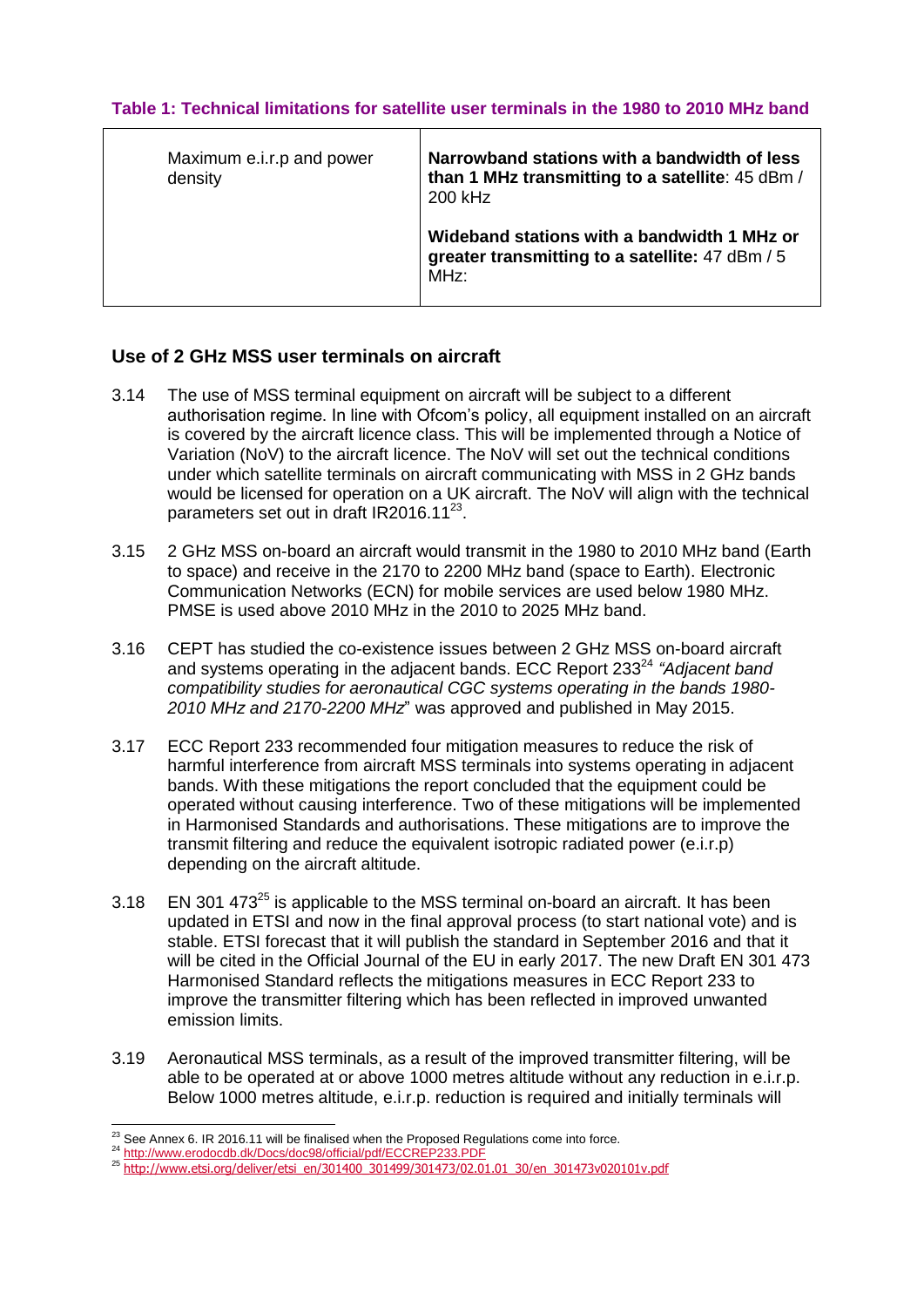**Table 1: Technical limitations for satellite user terminals in the 1980 to 2010 MHz band**

| | |
|---|---|
| Maximum e.i.r.p and power density | **Narrowband stations with a bandwidth of less than 1 MHz transmitting to a satellite**: 45 dBm / 200 kHz<br><br>**Wideband stations with a bandwidth 1 MHz or greater transmitting to a satellite:** 47 dBm / 5 MHz: |

## Use of 2 GHz MSS user terminals on aircraft

3.14 The use of MSS terminal equipment on aircraft will be subject to a different authorisation regime. In line with Ofcom's policy, all equipment installed on an aircraft is covered by the aircraft licence class. This will be implemented through a Notice of Variation (NoV) to the aircraft licence. The NoV will set out the technical conditions under which satellite terminals on aircraft communicating with MSS in 2 GHz bands would be licensed for operation on a UK aircraft. The NoV will align with the technical parameters set out in draft IR2016.11[23].

3.15 2 GHz MSS on-board an aircraft would transmit in the 1980 to 2010 MHz band (Earth to space) and receive in the 2170 to 2200 MHz band (space to Earth). Electronic Communication Networks (ECN) for mobile services are used below 1980 MHz. PMSE is used above 2010 MHz in the 2010 to 2025 MHz band.

3.16 CEPT has studied the co-existence issues between 2 GHz MSS on-board aircraft and systems operating in the adjacent bands. ECC Report 233[24] *"Adjacent band compatibility studies for aeronautical CGC systems operating in the bands 1980-2010 MHz and 2170-2200 MHz*" was approved and published in May 2015.

3.17 ECC Report 233 recommended four mitigation measures to reduce the risk of harmful interference from aircraft MSS terminals into systems operating in adjacent bands. With these mitigations the report concluded that the equipment could be operated without causing interference. Two of these mitigations will be implemented in Harmonised Standards and authorisations. These mitigations are to improve the transmit filtering and reduce the equivalent isotropic radiated power (e.i.r.p) depending on the aircraft altitude.

3.18 EN 301 473[25] is applicable to the MSS terminal on-board an aircraft. It has been updated in ETSI and now in the final approval process (to start national vote) and is stable. ETSI forecast that it will publish the standard in September 2016 and that it will be cited in the Official Journal of the EU in early 2017. The new Draft EN 301 473 Harmonised Standard reflects the mitigations measures in ECC Report 233 to improve the transmitter filtering which has been reflected in improved unwanted emission limits.

3.19 Aeronautical MSS terminals, as a result of the improved transmitter filtering, will be able to be operated at or above 1000 metres altitude without any reduction in e.i.r.p. Below 1000 metres altitude, e.i.r.p. reduction is required and initially terminals will

---

[23] See Annex 6. IR 2016.11 will be finalised when the Proposed Regulations come into force.

[24] http://www.erodocdb.dk/Docs/doc98/official/pdf/ECCREP233.PDF

[25] http://www.etsi.org/deliver/etsi_en/301400_301499/301473/02.01.01_30/en_301473v020101v.pdf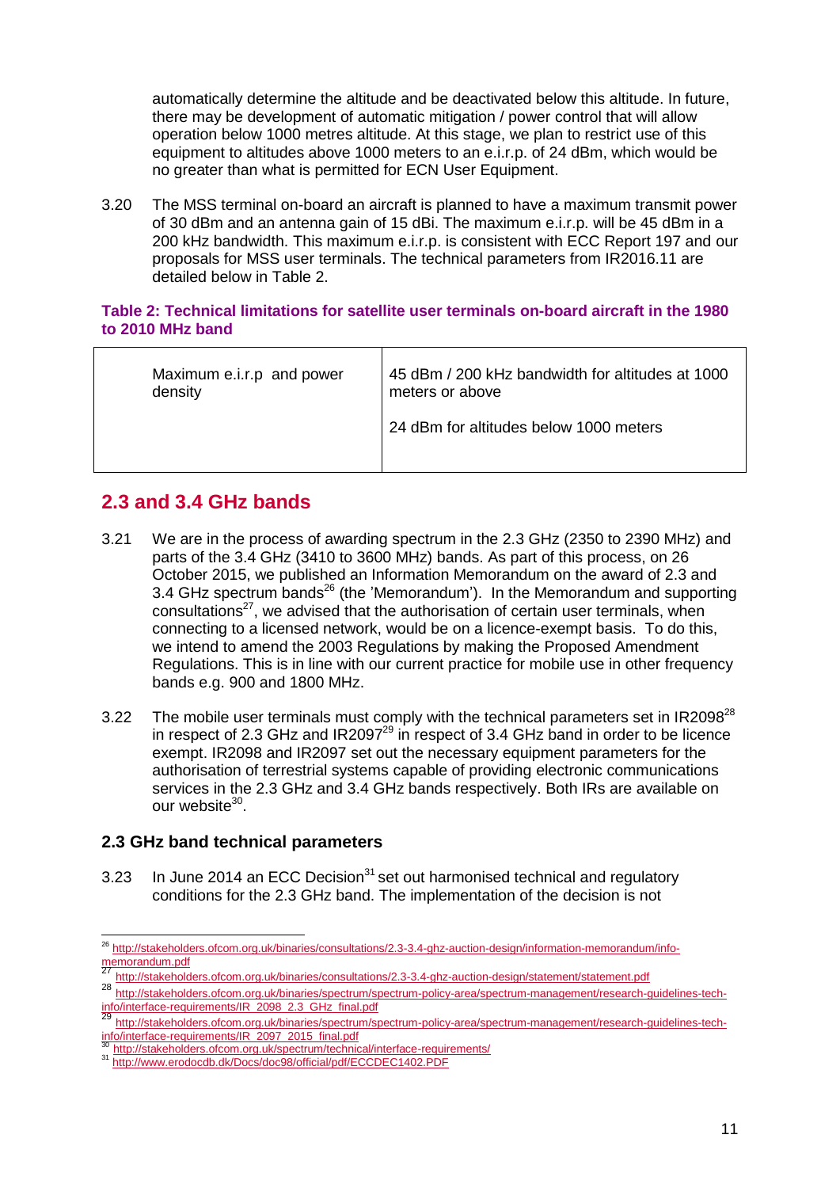automatically determine the altitude and be deactivated below this altitude. In future, there may be development of automatic mitigation / power control that will allow operation below 1000 metres altitude. At this stage, we plan to restrict use of this equipment to altitudes above 1000 meters to an e.i.r.p. of 24 dBm, which would be no greater than what is permitted for ECN User Equipment.

3.20 The MSS terminal on-board an aircraft is planned to have a maximum transmit power of 30 dBm and an antenna gain of 15 dBi. The maximum e.i.r.p. will be 45 dBm in a 200 kHz bandwidth. This maximum e.i.r.p. is consistent with ECC Report 197 and our proposals for MSS user terminals. The technical parameters from IR2016.11 are detailed below in Table 2.

**Table 2: Technical limitations for satellite user terminals on-board aircraft in the 1980 to 2010 MHz band**

| | |
|---|---|
| Maximum e.i.r.p and power density | 45 dBm / 200 kHz bandwidth for altitudes at 1000 meters or above<br><br>24 dBm for altitudes below 1000 meters |

## 2.3 and 3.4 GHz bands

3.21 We are in the process of awarding spectrum in the 2.3 GHz (2350 to 2390 MHz) and parts of the 3.4 GHz (3410 to 3600 MHz) bands. As part of this process, on 26 October 2015, we published an Information Memorandum on the award of 2.3 and 3.4 GHz spectrum bands[26] (the 'Memorandum'). In the Memorandum and supporting consultations[27], we advised that the authorisation of certain user terminals, when connecting to a licensed network, would be on a licence-exempt basis. To do this, we intend to amend the 2003 Regulations by making the Proposed Amendment Regulations. This is in line with our current practice for mobile use in other frequency bands e.g. 900 and 1800 MHz.

3.22 The mobile user terminals must comply with the technical parameters set in IR2098[28] in respect of 2.3 GHz and IR2097[29] in respect of 3.4 GHz band in order to be licence exempt. IR2098 and IR2097 set out the necessary equipment parameters for the authorisation of terrestrial systems capable of providing electronic communications services in the 2.3 GHz and 3.4 GHz bands respectively. Both IRs are available on our website[30].

### 2.3 GHz band technical parameters

3.23 In June 2014 an ECC Decision[31] set out harmonised technical and regulatory conditions for the 2.3 GHz band. The implementation of the decision is not

[26] http://stakeholders.ofcom.org.uk/binaries/consultations/2.3-3.4-ghz-auction-design/information-memorandum/info-memorandum.pdf

[27] http://stakeholders.ofcom.org.uk/binaries/consultations/2.3-3.4-ghz-auction-design/statement/statement.pdf

[28] http://stakeholders.ofcom.org.uk/binaries/spectrum/spectrum-policy-area/spectrum-management/research-guidelines-tech-info/interface-requirements/IR_2098_2.3_GHz_final.pdf

[29] http://stakeholders.ofcom.org.uk/binaries/spectrum/spectrum-policy-area/spectrum-management/research-guidelines-tech-info/interface-requirements/IR_2097_2015_final.pdf

[30] http://stakeholders.ofcom.org.uk/spectrum/technical/interface-requirements/

[31] http://www.erodocdb.dk/Docs/doc98/official/pdf/ECCDEC1402.PDF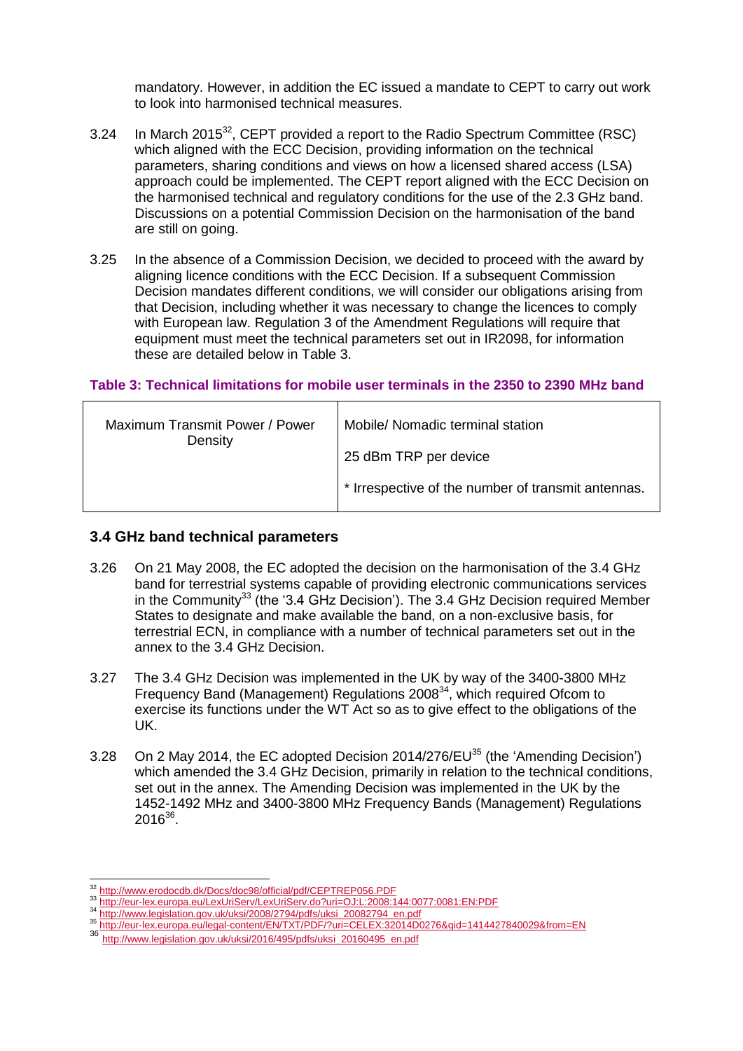mandatory. However, in addition the EC issued a mandate to CEPT to carry out work to look into harmonised technical measures.

3.24 In March 2015[32], CEPT provided a report to the Radio Spectrum Committee (RSC) which aligned with the ECC Decision, providing information on the technical parameters, sharing conditions and views on how a licensed shared access (LSA) approach could be implemented. The CEPT report aligned with the ECC Decision on the harmonised technical and regulatory conditions for the use of the 2.3 GHz band. Discussions on a potential Commission Decision on the harmonisation of the band are still on going.

3.25 In the absence of a Commission Decision, we decided to proceed with the award by aligning licence conditions with the ECC Decision. If a subsequent Commission Decision mandates different conditions, we will consider our obligations arising from that Decision, including whether it was necessary to change the licences to comply with European law. Regulation 3 of the Amendment Regulations will require that equipment must meet the technical parameters set out in IR2098, for information these are detailed below in Table 3.

**Table 3: Technical limitations for mobile user terminals in the 2350 to 2390 MHz band**

| Maximum Transmit Power / Power Density | Mobile/ Nomadic terminal station<br><br>25 dBm TRP per device<br><br>* Irrespective of the number of transmit antennas. |
|---|---|

## 3.4 GHz band technical parameters

3.26 On 21 May 2008, the EC adopted the decision on the harmonisation of the 3.4 GHz band for terrestrial systems capable of providing electronic communications services in the Community[33] (the '3.4 GHz Decision'). The 3.4 GHz Decision required Member States to designate and make available the band, on a non-exclusive basis, for terrestrial ECN, in compliance with a number of technical parameters set out in the annex to the 3.4 GHz Decision.

3.27 The 3.4 GHz Decision was implemented in the UK by way of the 3400-3800 MHz Frequency Band (Management) Regulations 2008[34], which required Ofcom to exercise its functions under the WT Act so as to give effect to the obligations of the UK.

3.28 On 2 May 2014, the EC adopted Decision 2014/276/EU[35] (the 'Amending Decision') which amended the 3.4 GHz Decision, primarily in relation to the technical conditions, set out in the annex. The Amending Decision was implemented in the UK by the 1452-1492 MHz and 3400-3800 MHz Frequency Bands (Management) Regulations 2016[36].

[32] http://www.erodocdb.dk/Docs/doc98/official/pdf/CEPTREP056.PDF

[33] http://eur-lex.europa.eu/LexUriServ/LexUriServ.do?uri=OJ:L:2008:144:0077:0081:EN:PDF

[34] http://www.legislation.gov.uk/uksi/2008/2794/pdfs/uksi_20082794_en.pdf

[35] http://eur-lex.europa.eu/legal-content/EN/TXT/PDF/?uri=CELEX:32014D0276&qid=1414427840029&from=EN

[36] http://www.legislation.gov.uk/uksi/2016/495/pdfs/uksi_20160495_en.pdf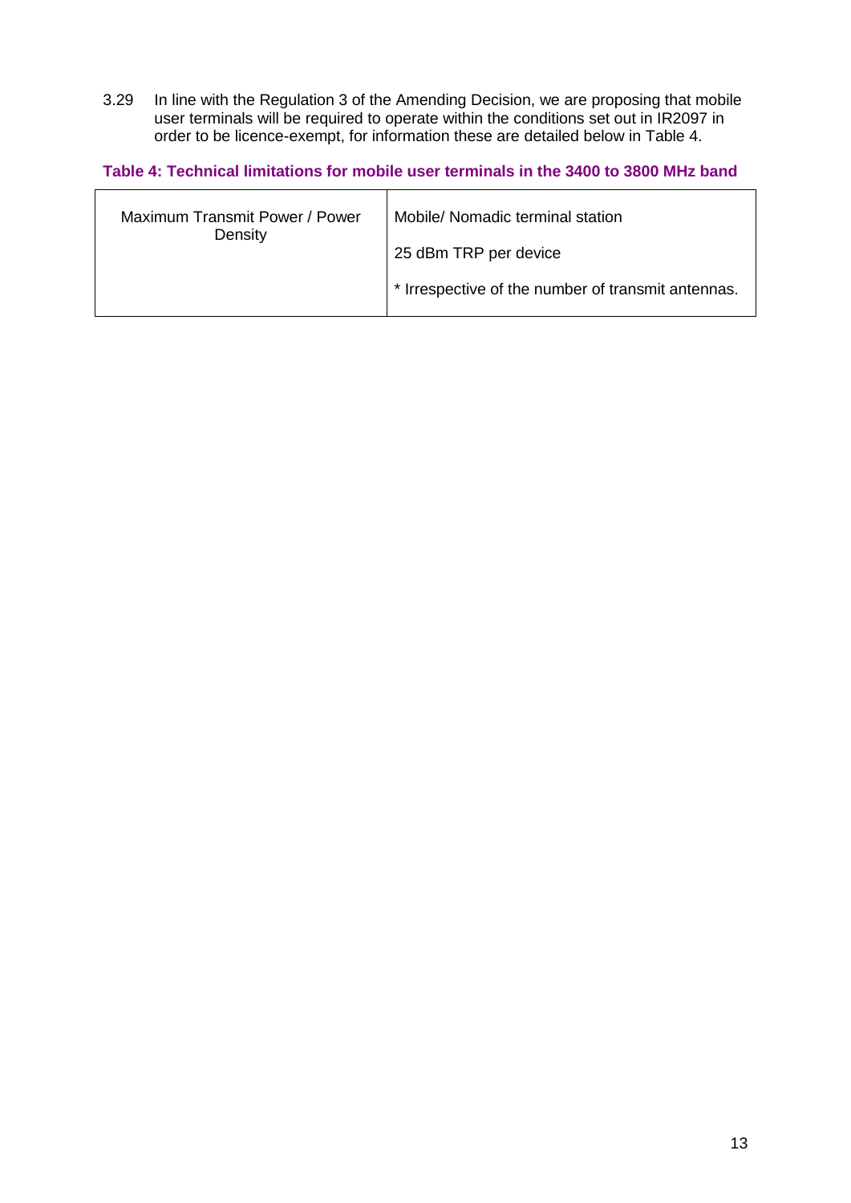3.29 In line with the Regulation 3 of the Amending Decision, we are proposing that mobile user terminals will be required to operate within the conditions set out in IR2097 in order to be licence-exempt, for information these are detailed below in Table 4.

**Table 4: Technical limitations for mobile user terminals in the 3400 to 3800 MHz band**

| | |
|---|---|
| Maximum Transmit Power / Power Density | Mobile/ Nomadic terminal station<br><br>25 dBm TRP per device<br><br>* Irrespective of the number of transmit antennas. |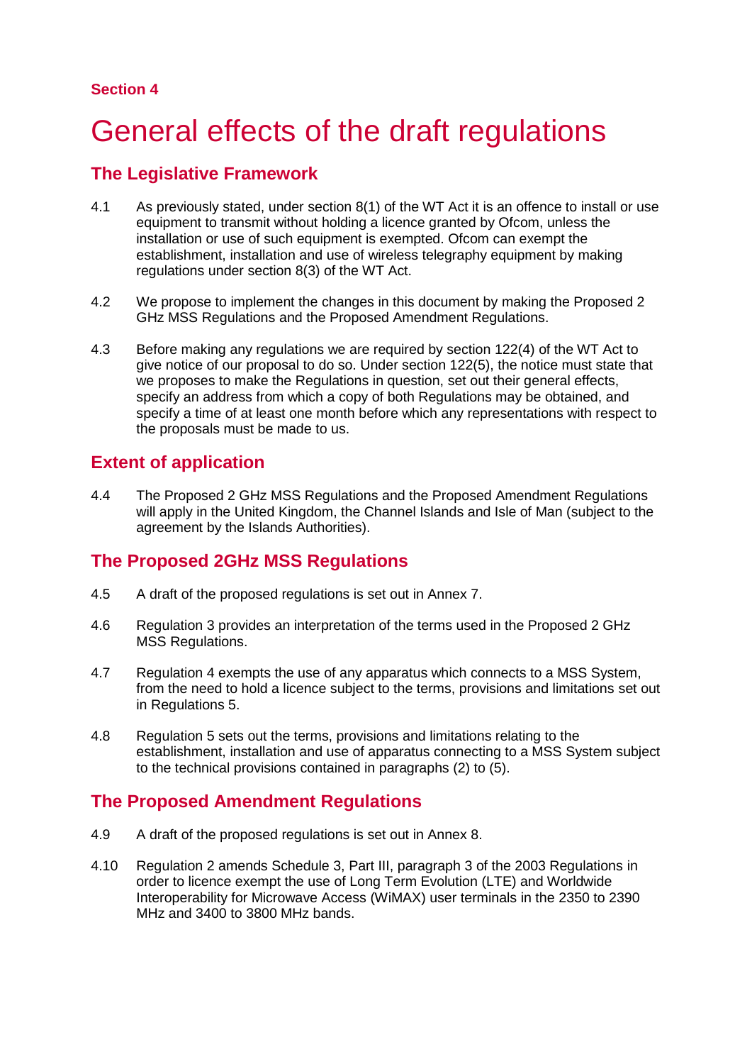Section 4

# General effects of the draft regulations

## The Legislative Framework

4.1 As previously stated, under section 8(1) of the WT Act it is an offence to install or use equipment to transmit without holding a licence granted by Ofcom, unless the installation or use of such equipment is exempted. Ofcom can exempt the establishment, installation and use of wireless telegraphy equipment by making regulations under section 8(3) of the WT Act.

4.2 We propose to implement the changes in this document by making the Proposed 2 GHz MSS Regulations and the Proposed Amendment Regulations.

4.3 Before making any regulations we are required by section 122(4) of the WT Act to give notice of our proposal to do so. Under section 122(5), the notice must state that we proposes to make the Regulations in question, set out their general effects, specify an address from which a copy of both Regulations may be obtained, and specify a time of at least one month before which any representations with respect to the proposals must be made to us.

## Extent of application

4.4 The Proposed 2 GHz MSS Regulations and the Proposed Amendment Regulations will apply in the United Kingdom, the Channel Islands and Isle of Man (subject to the agreement by the Islands Authorities).

## The Proposed 2GHz MSS Regulations

4.5 A draft of the proposed regulations is set out in Annex 7.

4.6 Regulation 3 provides an interpretation of the terms used in the Proposed 2 GHz MSS Regulations.

4.7 Regulation 4 exempts the use of any apparatus which connects to a MSS System, from the need to hold a licence subject to the terms, provisions and limitations set out in Regulations 5.

4.8 Regulation 5 sets out the terms, provisions and limitations relating to the establishment, installation and use of apparatus connecting to a MSS System subject to the technical provisions contained in paragraphs (2) to (5).

## The Proposed Amendment Regulations

4.9 A draft of the proposed regulations is set out in Annex 8.

4.10 Regulation 2 amends Schedule 3, Part III, paragraph 3 of the 2003 Regulations in order to licence exempt the use of Long Term Evolution (LTE) and Worldwide Interoperability for Microwave Access (WiMAX) user terminals in the 2350 to 2390 MHz and 3400 to 3800 MHz bands.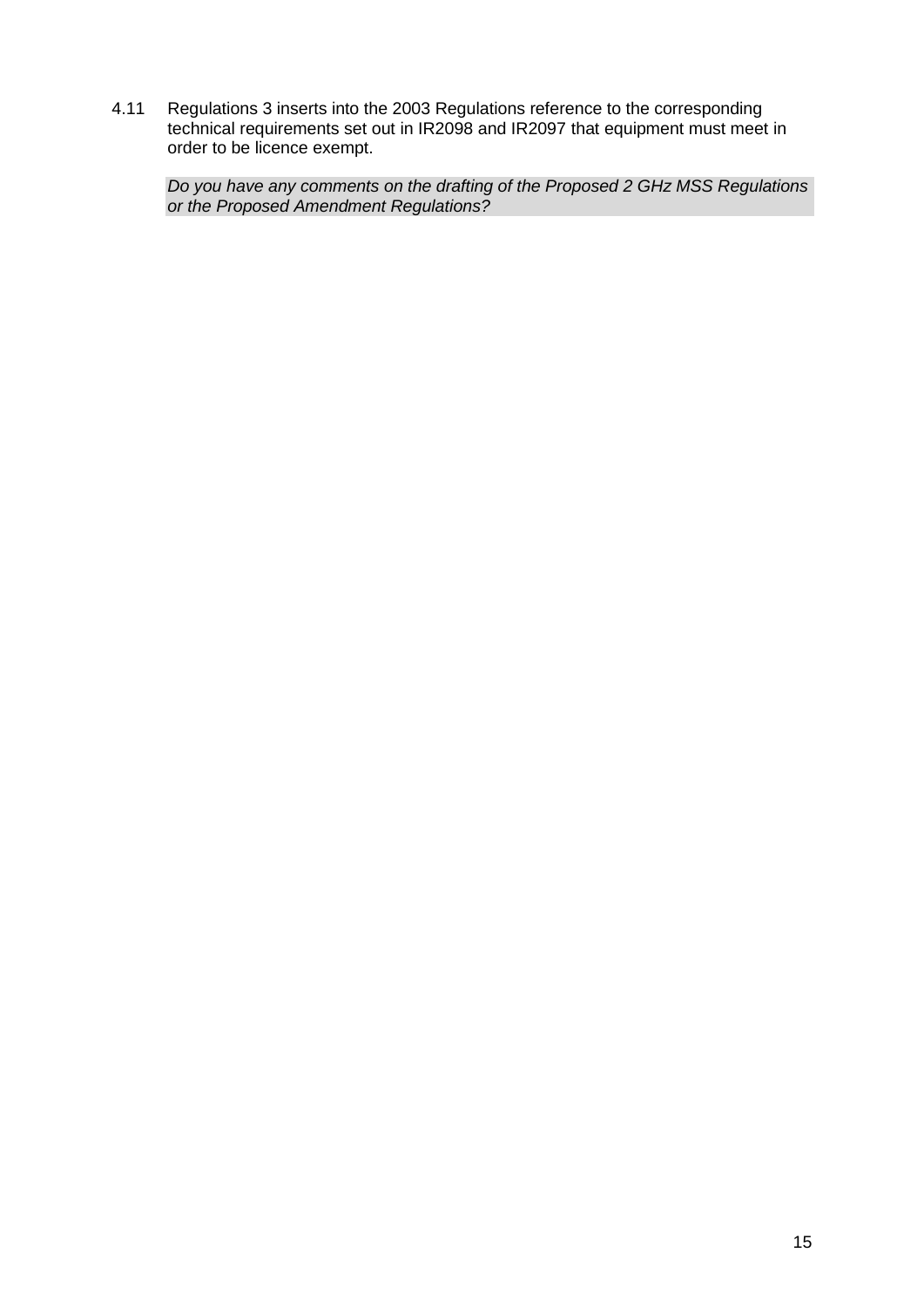4.11 Regulations 3 inserts into the 2003 Regulations reference to the corresponding technical requirements set out in IR2098 and IR2097 that equipment must meet in order to be licence exempt.

*Do you have any comments on the drafting of the Proposed 2 GHz MSS Regulations or the Proposed Amendment Regulations?*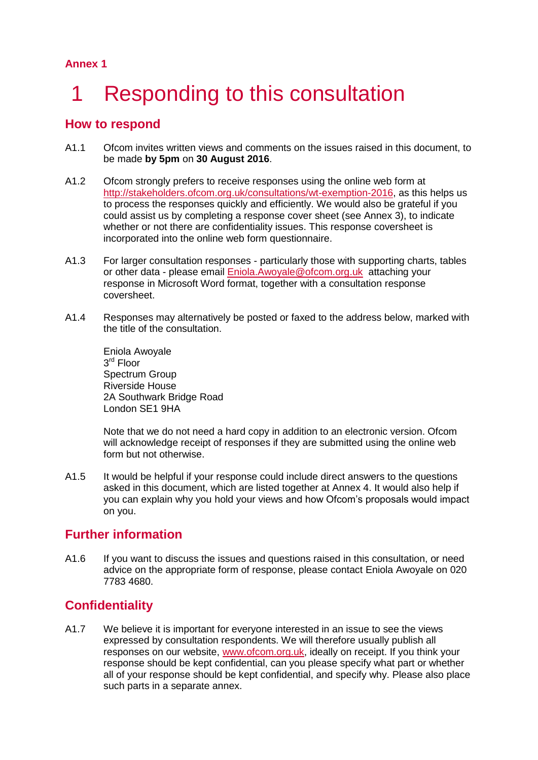**Annex 1**

# 1 Responding to this consultation

## How to respond

A1.1 Ofcom invites written views and comments on the issues raised in this document, to be made **by 5pm** on **30 August 2016**.

A1.2 Ofcom strongly prefers to receive responses using the online web form at http://stakeholders.ofcom.org.uk/consultations/wt-exemption-2016, as this helps us to process the responses quickly and efficiently. We would also be grateful if you could assist us by completing a response cover sheet (see Annex 3), to indicate whether or not there are confidentiality issues. This response coversheet is incorporated into the online web form questionnaire.

A1.3 For larger consultation responses - particularly those with supporting charts, tables or other data - please email Eniola.Awoyale@ofcom.org.uk attaching your response in Microsoft Word format, together with a consultation response coversheet.

A1.4 Responses may alternatively be posted or faxed to the address below, marked with the title of the consultation.

Eniola Awoyale
3rd Floor
Spectrum Group
Riverside House
2A Southwark Bridge Road
London SE1 9HA

Note that we do not need a hard copy in addition to an electronic version. Ofcom will acknowledge receipt of responses if they are submitted using the online web form but not otherwise.

A1.5 It would be helpful if your response could include direct answers to the questions asked in this document, which are listed together at Annex 4. It would also help if you can explain why you hold your views and how Ofcom's proposals would impact on you.

## Further information

A1.6 If you want to discuss the issues and questions raised in this consultation, or need advice on the appropriate form of response, please contact Eniola Awoyale on 020 7783 4680.

## Confidentiality

A1.7 We believe it is important for everyone interested in an issue to see the views expressed by consultation respondents. We will therefore usually publish all responses on our website, www.ofcom.org.uk, ideally on receipt. If you think your response should be kept confidential, can you please specify what part or whether all of your response should be kept confidential, and specify why. Please also place such parts in a separate annex.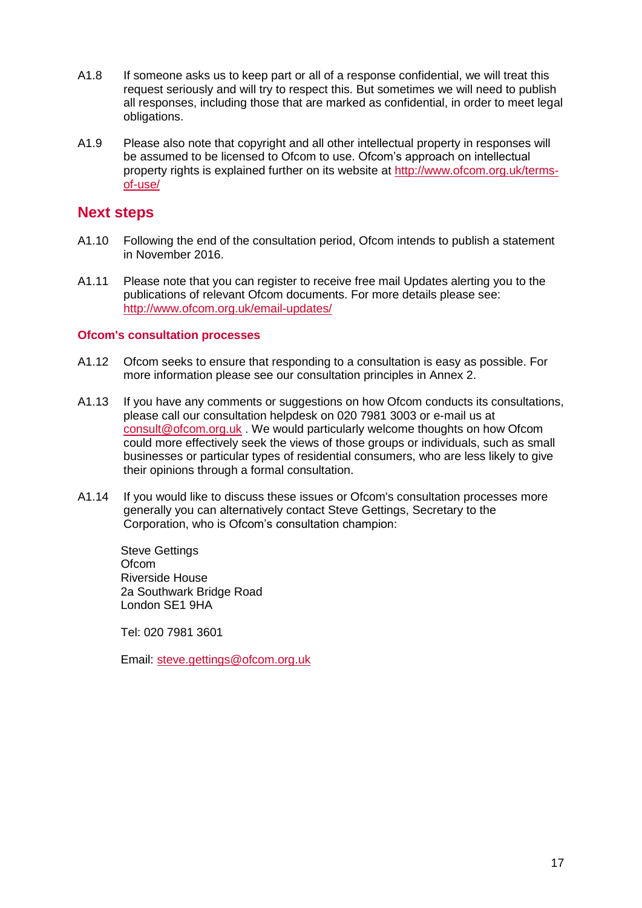A1.8 If someone asks us to keep part or all of a response confidential, we will treat this request seriously and will try to respect this. But sometimes we will need to publish all responses, including those that are marked as confidential, in order to meet legal obligations.

A1.9 Please also note that copyright and all other intellectual property in responses will be assumed to be licensed to Ofcom to use. Ofcom's approach on intellectual property rights is explained further on its website at http://www.ofcom.org.uk/terms-of-use/

## Next steps

A1.10 Following the end of the consultation period, Ofcom intends to publish a statement in November 2016.

A1.11 Please note that you can register to receive free mail Updates alerting you to the publications of relevant Ofcom documents. For more details please see: http://www.ofcom.org.uk/email-updates/

### Ofcom's consultation processes

A1.12 Ofcom seeks to ensure that responding to a consultation is easy as possible. For more information please see our consultation principles in Annex 2.

A1.13 If you have any comments or suggestions on how Ofcom conducts its consultations, please call our consultation helpdesk on 020 7981 3003 or e-mail us at consult@ofcom.org.uk . We would particularly welcome thoughts on how Ofcom could more effectively seek the views of those groups or individuals, such as small businesses or particular types of residential consumers, who are less likely to give their opinions through a formal consultation.

A1.14 If you would like to discuss these issues or Ofcom's consultation processes more generally you can alternatively contact Steve Gettings, Secretary to the Corporation, who is Ofcom's consultation champion:

Steve Gettings
Ofcom
Riverside House
2a Southwark Bridge Road
London SE1 9HA

Tel: 020 7981 3601

Email: steve.gettings@ofcom.org.uk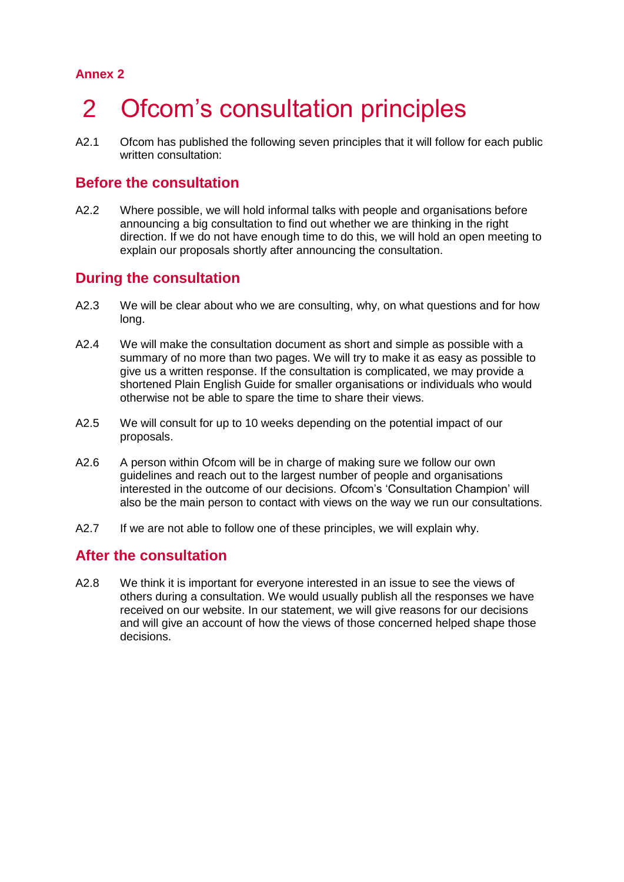**Annex 2**

# 2 Ofcom's consultation principles

A2.1 Ofcom has published the following seven principles that it will follow for each public written consultation:

## Before the consultation

A2.2 Where possible, we will hold informal talks with people and organisations before announcing a big consultation to find out whether we are thinking in the right direction. If we do not have enough time to do this, we will hold an open meeting to explain our proposals shortly after announcing the consultation.

## During the consultation

A2.3 We will be clear about who we are consulting, why, on what questions and for how long.

A2.4 We will make the consultation document as short and simple as possible with a summary of no more than two pages. We will try to make it as easy as possible to give us a written response. If the consultation is complicated, we may provide a shortened Plain English Guide for smaller organisations or individuals who would otherwise not be able to spare the time to share their views.

A2.5 We will consult for up to 10 weeks depending on the potential impact of our proposals.

A2.6 A person within Ofcom will be in charge of making sure we follow our own guidelines and reach out to the largest number of people and organisations interested in the outcome of our decisions. Ofcom's 'Consultation Champion' will also be the main person to contact with views on the way we run our consultations.

A2.7 If we are not able to follow one of these principles, we will explain why.

## After the consultation

A2.8 We think it is important for everyone interested in an issue to see the views of others during a consultation. We would usually publish all the responses we have received on our website. In our statement, we will give reasons for our decisions and will give an account of how the views of those concerned helped shape those decisions.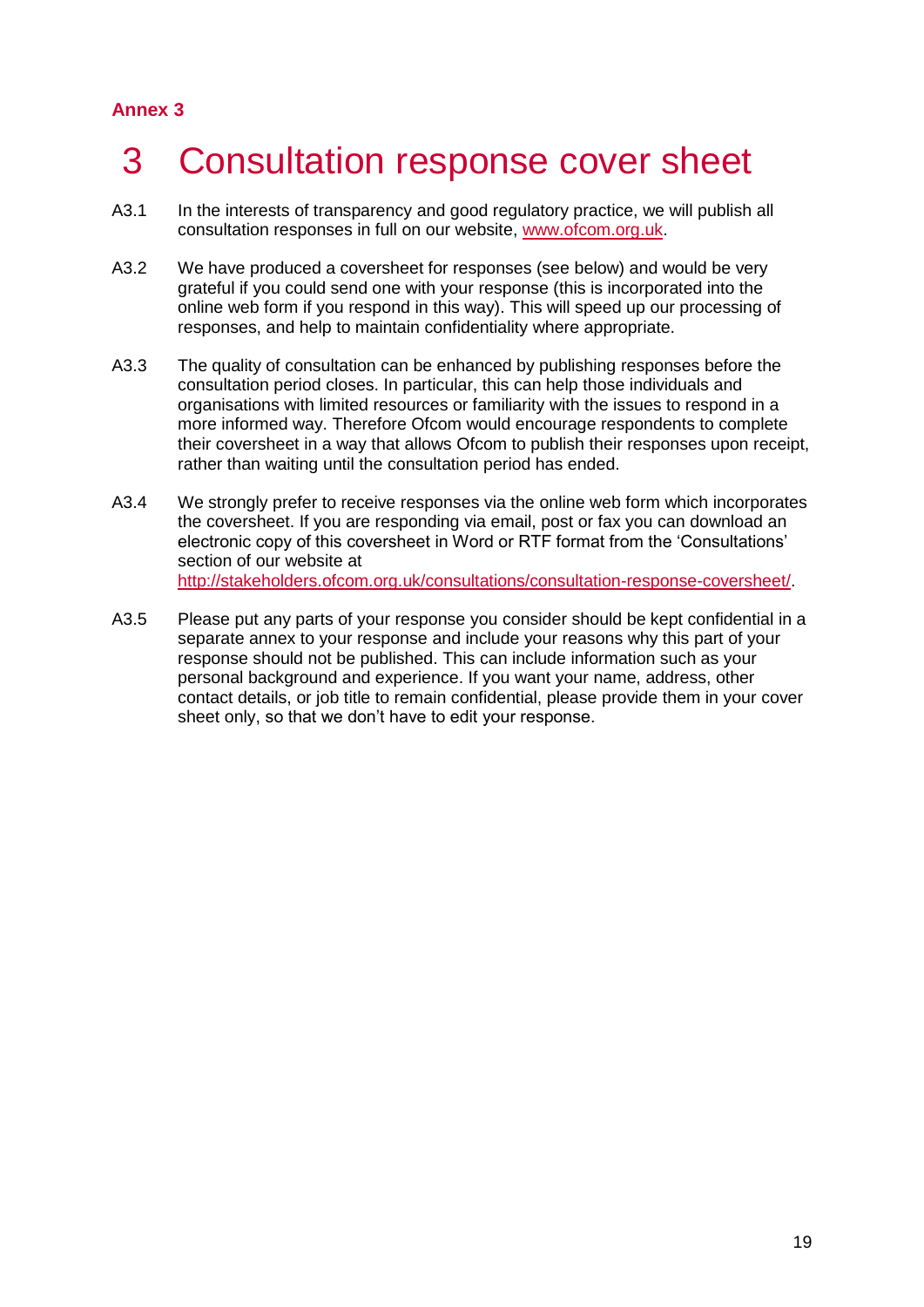**Annex 3**

# 3 Consultation response cover sheet

A3.1 In the interests of transparency and good regulatory practice, we will publish all consultation responses in full on our website, www.ofcom.org.uk.

A3.2 We have produced a coversheet for responses (see below) and would be very grateful if you could send one with your response (this is incorporated into the online web form if you respond in this way). This will speed up our processing of responses, and help to maintain confidentiality where appropriate.

A3.3 The quality of consultation can be enhanced by publishing responses before the consultation period closes. In particular, this can help those individuals and organisations with limited resources or familiarity with the issues to respond in a more informed way. Therefore Ofcom would encourage respondents to complete their coversheet in a way that allows Ofcom to publish their responses upon receipt, rather than waiting until the consultation period has ended.

A3.4 We strongly prefer to receive responses via the online web form which incorporates the coversheet. If you are responding via email, post or fax you can download an electronic copy of this coversheet in Word or RTF format from the 'Consultations' section of our website at http://stakeholders.ofcom.org.uk/consultations/consultation-response-coversheet/.

A3.5 Please put any parts of your response you consider should be kept confidential in a separate annex to your response and include your reasons why this part of your response should not be published. This can include information such as your personal background and experience. If you want your name, address, other contact details, or job title to remain confidential, please provide them in your cover sheet only, so that we don't have to edit your response.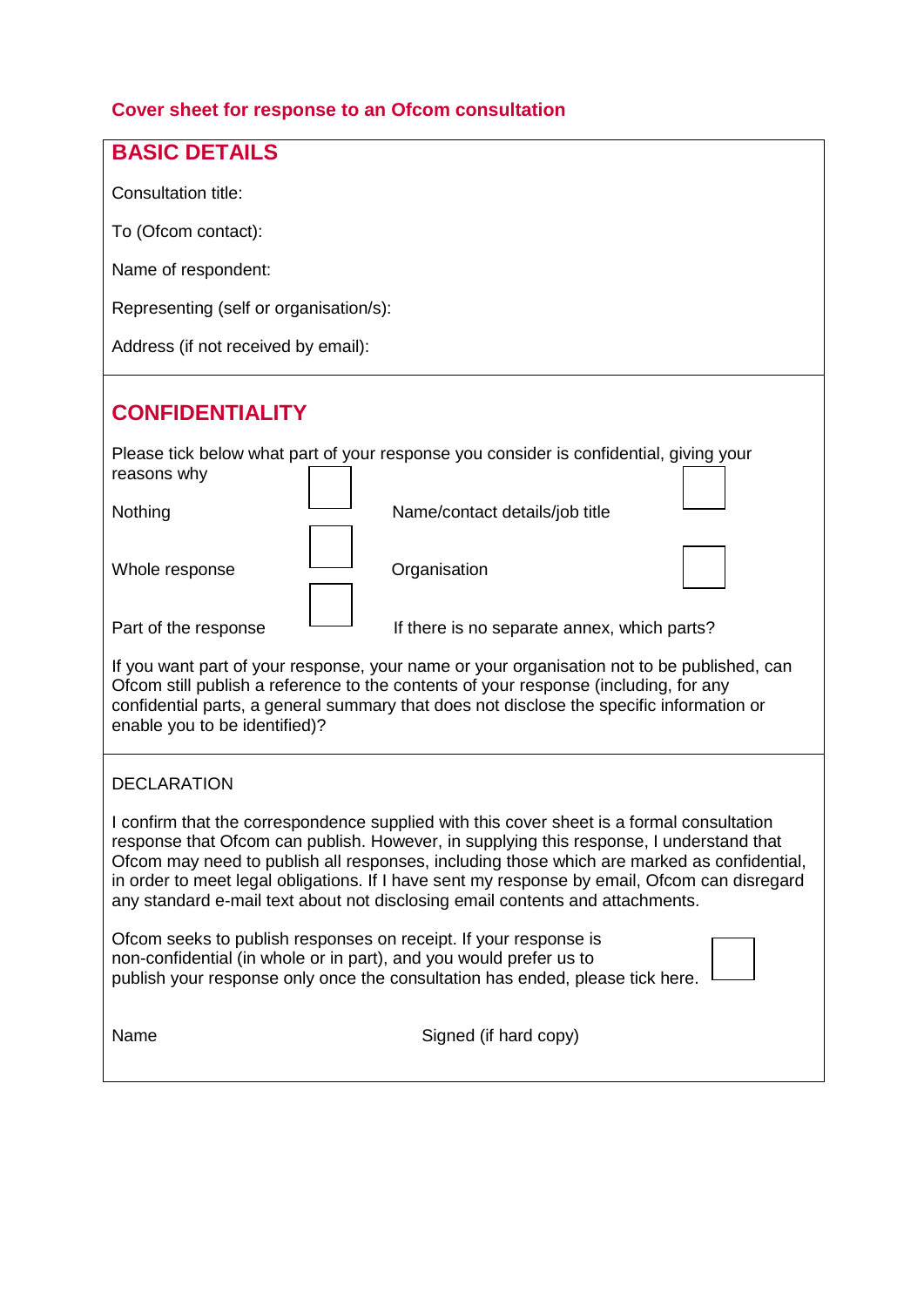## Cover sheet for response to an Ofcom consultation

### BASIC DETAILS

Consultation title:

To (Ofcom contact):

Name of respondent:

Representing (self or organisation/s):

Address (if not received by email):

### CONFIDENTIALITY

Please tick below what part of your response you consider is confidential, giving your reasons why

| | | | |
|---|---|---|---|
| Nothing | ☐ | Name/contact details/job title | ☐ |
| Whole response | ☐ | Organisation | ☐ |
| Part of the response | ☐ | If there is no separate annex, which parts? | |

If you want part of your response, your name or your organisation not to be published, can Ofcom still publish a reference to the contents of your response (including, for any confidential parts, a general summary that does not disclose the specific information or enable you to be identified)?

### DECLARATION

I confirm that the correspondence supplied with this cover sheet is a formal consultation response that Ofcom can publish. However, in supplying this response, I understand that Ofcom may need to publish all responses, including those which are marked as confidential, in order to meet legal obligations. If I have sent my response by email, Ofcom can disregard any standard e-mail text about not disclosing email contents and attachments.

Ofcom seeks to publish responses on receipt. If your response is non-confidential (in whole or in part), and you would prefer us to publish your response only once the consultation has ended, please tick here. ☐

Name

Signed (if hard copy)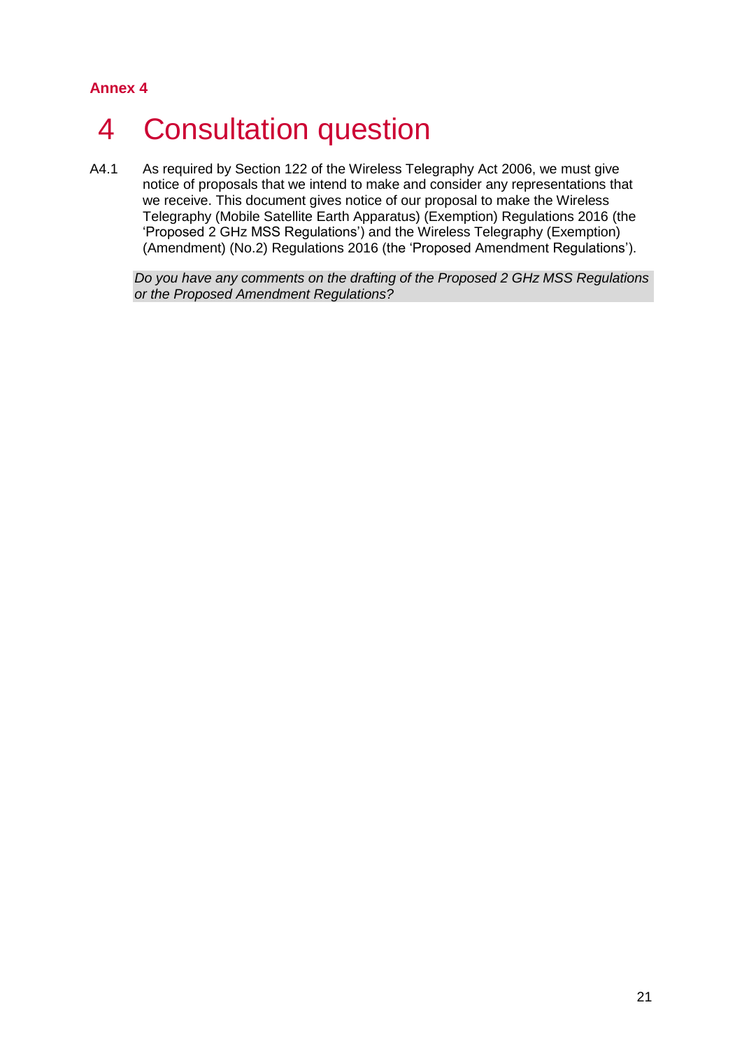**Annex 4**

# 4 Consultation question

A4.1 As required by Section 122 of the Wireless Telegraphy Act 2006, we must give notice of proposals that we intend to make and consider any representations that we receive. This document gives notice of our proposal to make the Wireless Telegraphy (Mobile Satellite Earth Apparatus) (Exemption) Regulations 2016 (the 'Proposed 2 GHz MSS Regulations') and the Wireless Telegraphy (Exemption) (Amendment) (No.2) Regulations 2016 (the 'Proposed Amendment Regulations').

*Do you have any comments on the drafting of the Proposed 2 GHz MSS Regulations or the Proposed Amendment Regulations?*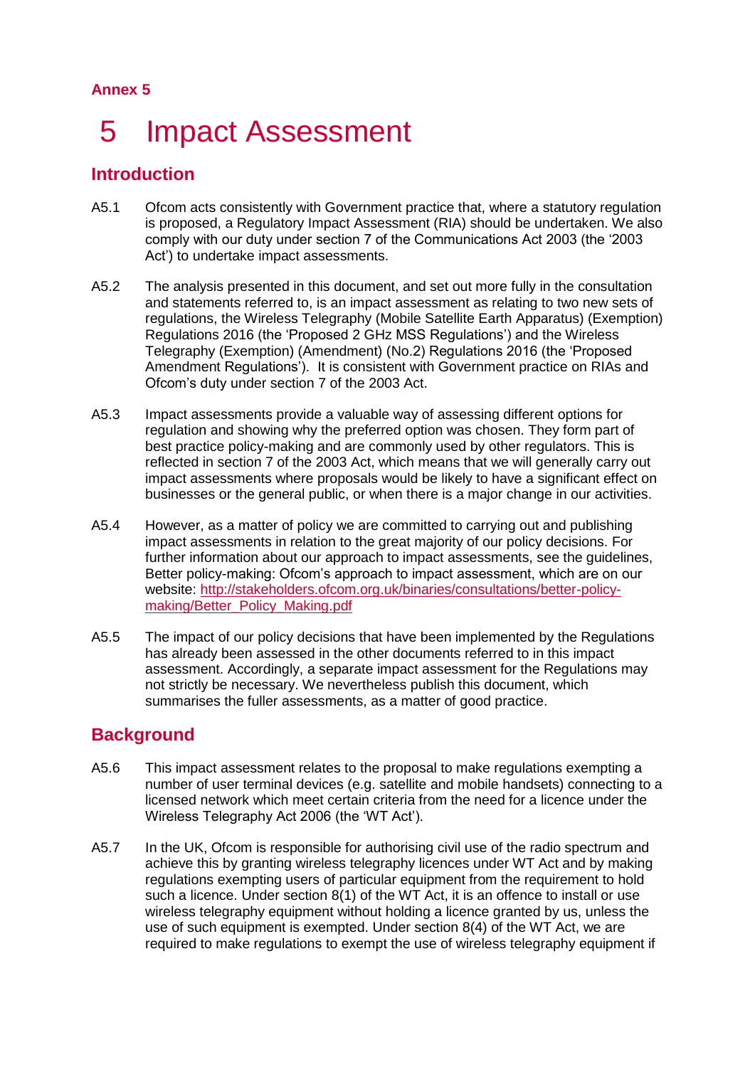**Annex 5**

# 5 Impact Assessment

## Introduction

A5.1 Ofcom acts consistently with Government practice that, where a statutory regulation is proposed, a Regulatory Impact Assessment (RIA) should be undertaken. We also comply with our duty under section 7 of the Communications Act 2003 (the '2003 Act') to undertake impact assessments.

A5.2 The analysis presented in this document, and set out more fully in the consultation and statements referred to, is an impact assessment as relating to two new sets of regulations, the Wireless Telegraphy (Mobile Satellite Earth Apparatus) (Exemption) Regulations 2016 (the 'Proposed 2 GHz MSS Regulations') and the Wireless Telegraphy (Exemption) (Amendment) (No.2) Regulations 2016 (the 'Proposed Amendment Regulations'). It is consistent with Government practice on RIAs and Ofcom's duty under section 7 of the 2003 Act.

A5.3 Impact assessments provide a valuable way of assessing different options for regulation and showing why the preferred option was chosen. They form part of best practice policy-making and are commonly used by other regulators. This is reflected in section 7 of the 2003 Act, which means that we will generally carry out impact assessments where proposals would be likely to have a significant effect on businesses or the general public, or when there is a major change in our activities.

A5.4 However, as a matter of policy we are committed to carrying out and publishing impact assessments in relation to the great majority of our policy decisions. For further information about our approach to impact assessments, see the guidelines, Better policy-making: Ofcom's approach to impact assessment, which are on our website: http://stakeholders.ofcom.org.uk/binaries/consultations/better-policy-making/Better_Policy_Making.pdf

A5.5 The impact of our policy decisions that have been implemented by the Regulations has already been assessed in the other documents referred to in this impact assessment. Accordingly, a separate impact assessment for the Regulations may not strictly be necessary. We nevertheless publish this document, which summarises the fuller assessments, as a matter of good practice.

## Background

A5.6 This impact assessment relates to the proposal to make regulations exempting a number of user terminal devices (e.g. satellite and mobile handsets) connecting to a licensed network which meet certain criteria from the need for a licence under the Wireless Telegraphy Act 2006 (the 'WT Act').

A5.7 In the UK, Ofcom is responsible for authorising civil use of the radio spectrum and achieve this by granting wireless telegraphy licences under WT Act and by making regulations exempting users of particular equipment from the requirement to hold such a licence. Under section 8(1) of the WT Act, it is an offence to install or use wireless telegraphy equipment without holding a licence granted by us, unless the use of such equipment is exempted. Under section 8(4) of the WT Act, we are required to make regulations to exempt the use of wireless telegraphy equipment if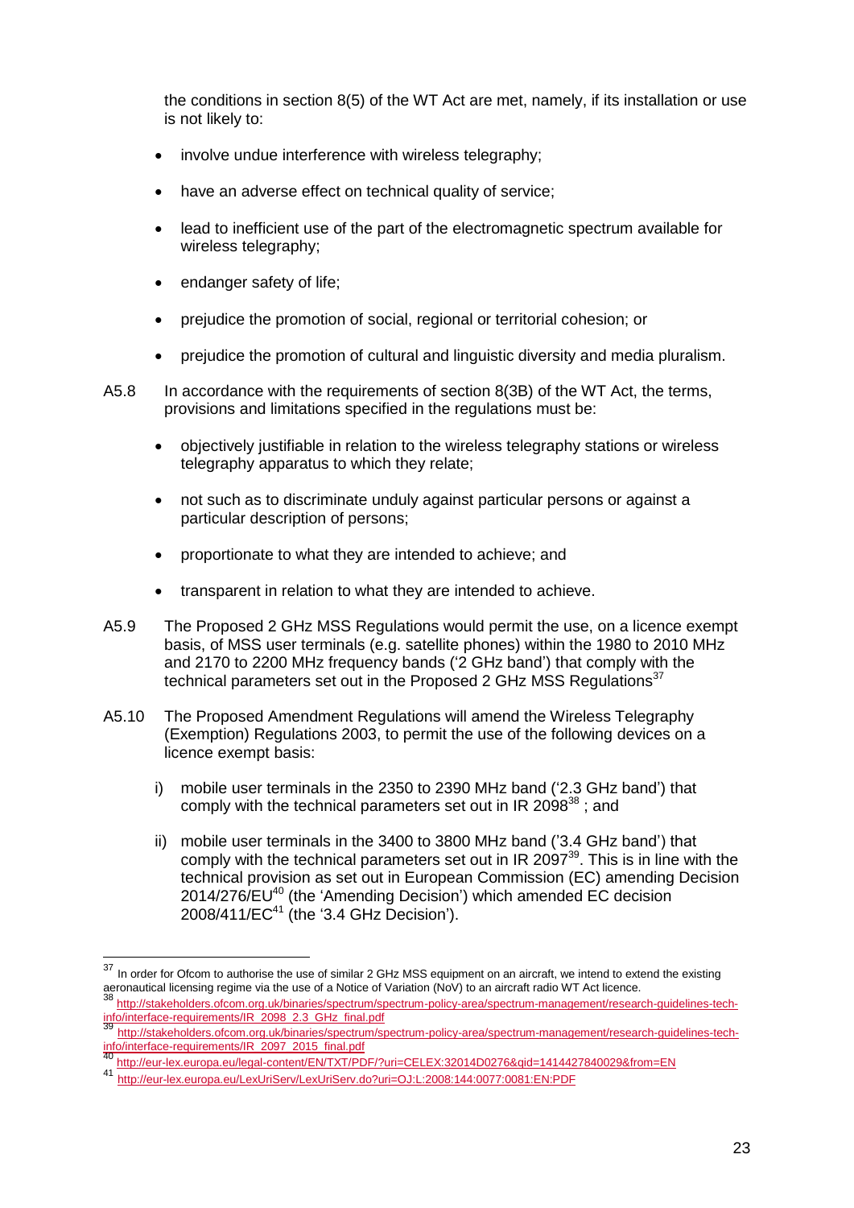the conditions in section 8(5) of the WT Act are met, namely, if its installation or use is not likely to:

- involve undue interference with wireless telegraphy;
- have an adverse effect on technical quality of service;
- lead to inefficient use of the part of the electromagnetic spectrum available for wireless telegraphy;
- endanger safety of life;
- prejudice the promotion of social, regional or territorial cohesion; or
- prejudice the promotion of cultural and linguistic diversity and media pluralism.

A5.8 In accordance with the requirements of section 8(3B) of the WT Act, the terms, provisions and limitations specified in the regulations must be:

- objectively justifiable in relation to the wireless telegraphy stations or wireless telegraphy apparatus to which they relate;
- not such as to discriminate unduly against particular persons or against a particular description of persons;
- proportionate to what they are intended to achieve; and
- transparent in relation to what they are intended to achieve.

A5.9 The Proposed 2 GHz MSS Regulations would permit the use, on a licence exempt basis, of MSS user terminals (e.g. satellite phones) within the 1980 to 2010 MHz and 2170 to 2200 MHz frequency bands ('2 GHz band') that comply with the technical parameters set out in the Proposed 2 GHz MSS Regulations[37]

A5.10 The Proposed Amendment Regulations will amend the Wireless Telegraphy (Exemption) Regulations 2003, to permit the use of the following devices on a licence exempt basis:

i) mobile user terminals in the 2350 to 2390 MHz band ('2.3 GHz band') that comply with the technical parameters set out in IR 2098[38] ; and

ii) mobile user terminals in the 3400 to 3800 MHz band ('3.4 GHz band') that comply with the technical parameters set out in IR 2097[39]. This is in line with the technical provision as set out in European Commission (EC) amending Decision 2014/276/EU[40] (the 'Amending Decision') which amended EC decision 2008/411/EC[41] (the '3.4 GHz Decision').

---

[37] In order for Ofcom to authorise the use of similar 2 GHz MSS equipment on an aircraft, we intend to extend the existing aeronautical licensing regime via the use of a Notice of Variation (NoV) to an aircraft radio WT Act licence.

[38] http://stakeholders.ofcom.org.uk/binaries/spectrum/spectrum-policy-area/spectrum-management/research-guidelines-tech-info/interface-requirements/IR_2098_2.3_GHz_final.pdf

[39] http://stakeholders.ofcom.org.uk/binaries/spectrum/spectrum-policy-area/spectrum-management/research-guidelines-tech-info/interface-requirements/IR_2097_2015_final.pdf

[40] http://eur-lex.europa.eu/legal-content/EN/TXT/PDF/?uri=CELEX:32014D0276&qid=1414427840029&from=EN

[41] http://eur-lex.europa.eu/LexUriServ/LexUriServ.do?uri=OJ:L:2008:144:0077:0081:EN:PDF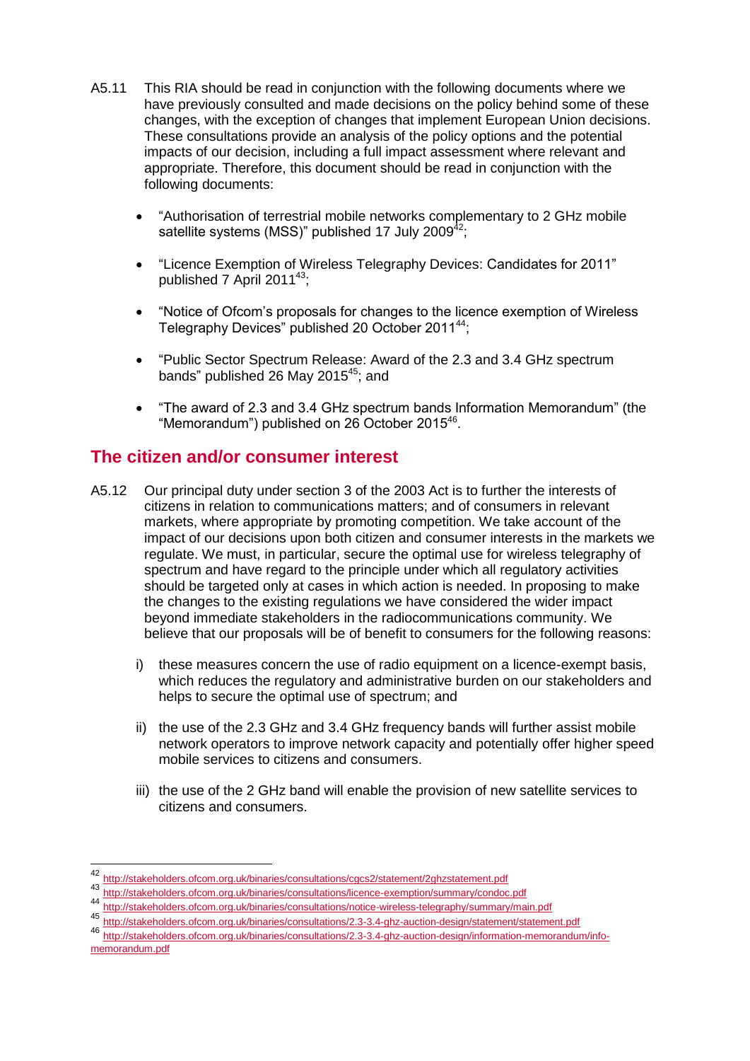A5.11 This RIA should be read in conjunction with the following documents where we have previously consulted and made decisions on the policy behind some of these changes, with the exception of changes that implement European Union decisions. These consultations provide an analysis of the policy options and the potential impacts of our decision, including a full impact assessment where relevant and appropriate. Therefore, this document should be read in conjunction with the following documents:

- "Authorisation of terrestrial mobile networks complementary to 2 GHz mobile satellite systems (MSS)" published 17 July 2009[42];
- "Licence Exemption of Wireless Telegraphy Devices: Candidates for 2011" published 7 April 2011[43];
- "Notice of Ofcom's proposals for changes to the licence exemption of Wireless Telegraphy Devices" published 20 October 2011[44];
- "Public Sector Spectrum Release: Award of the 2.3 and 3.4 GHz spectrum bands" published 26 May 2015[45]; and
- "The award of 2.3 and 3.4 GHz spectrum bands Information Memorandum" (the "Memorandum") published on 26 October 2015[46].

## The citizen and/or consumer interest

A5.12 Our principal duty under section 3 of the 2003 Act is to further the interests of citizens in relation to communications matters; and of consumers in relevant markets, where appropriate by promoting competition. We take account of the impact of our decisions upon both citizen and consumer interests in the markets we regulate. We must, in particular, secure the optimal use for wireless telegraphy of spectrum and have regard to the principle under which all regulatory activities should be targeted only at cases in which action is needed. In proposing to make the changes to the existing regulations we have considered the wider impact beyond immediate stakeholders in the radiocommunications community. We believe that our proposals will be of benefit to consumers for the following reasons:

i) these measures concern the use of radio equipment on a licence-exempt basis, which reduces the regulatory and administrative burden on our stakeholders and helps to secure the optimal use of spectrum; and

ii) the use of the 2.3 GHz and 3.4 GHz frequency bands will further assist mobile network operators to improve network capacity and potentially offer higher speed mobile services to citizens and consumers.

iii) the use of the 2 GHz band will enable the provision of new satellite services to citizens and consumers.

---

[42] http://stakeholders.ofcom.org.uk/binaries/consultations/cgcs2/statement/2ghzstatement.pdf

[43] http://stakeholders.ofcom.org.uk/binaries/consultations/licence-exemption/summary/condoc.pdf

[44] http://stakeholders.ofcom.org.uk/binaries/consultations/notice-wireless-telegraphy/summary/main.pdf

[45] http://stakeholders.ofcom.org.uk/binaries/consultations/2.3-3.4-ghz-auction-design/statement/statement.pdf

[46] http://stakeholders.ofcom.org.uk/binaries/consultations/2.3-3.4-ghz-auction-design/information-memorandum/info-memorandum.pdf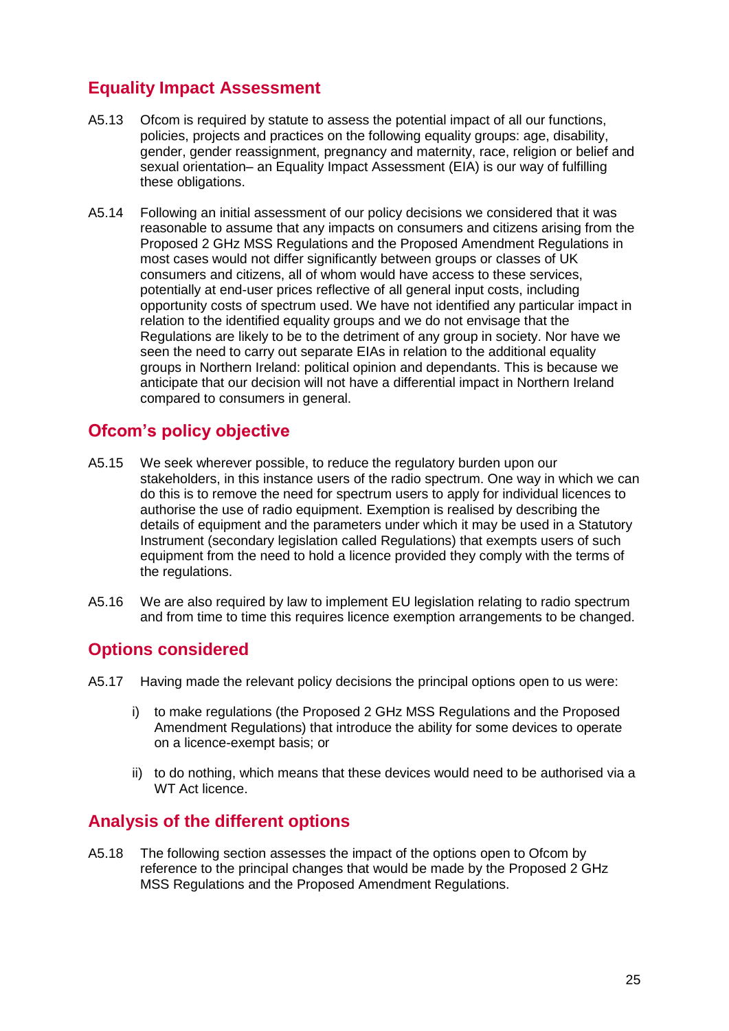## Equality Impact Assessment

A5.13 Ofcom is required by statute to assess the potential impact of all our functions, policies, projects and practices on the following equality groups: age, disability, gender, gender reassignment, pregnancy and maternity, race, religion or belief and sexual orientation– an Equality Impact Assessment (EIA) is our way of fulfilling these obligations.

A5.14 Following an initial assessment of our policy decisions we considered that it was reasonable to assume that any impacts on consumers and citizens arising from the Proposed 2 GHz MSS Regulations and the Proposed Amendment Regulations in most cases would not differ significantly between groups or classes of UK consumers and citizens, all of whom would have access to these services, potentially at end-user prices reflective of all general input costs, including opportunity costs of spectrum used. We have not identified any particular impact in relation to the identified equality groups and we do not envisage that the Regulations are likely to be to the detriment of any group in society. Nor have we seen the need to carry out separate EIAs in relation to the additional equality groups in Northern Ireland: political opinion and dependants. This is because we anticipate that our decision will not have a differential impact in Northern Ireland compared to consumers in general.

## Ofcom's policy objective

A5.15 We seek wherever possible, to reduce the regulatory burden upon our stakeholders, in this instance users of the radio spectrum. One way in which we can do this is to remove the need for spectrum users to apply for individual licences to authorise the use of radio equipment. Exemption is realised by describing the details of equipment and the parameters under which it may be used in a Statutory Instrument (secondary legislation called Regulations) that exempts users of such equipment from the need to hold a licence provided they comply with the terms of the regulations.

A5.16 We are also required by law to implement EU legislation relating to radio spectrum and from time to time this requires licence exemption arrangements to be changed.

## Options considered

A5.17 Having made the relevant policy decisions the principal options open to us were:

i) to make regulations (the Proposed 2 GHz MSS Regulations and the Proposed Amendment Regulations) that introduce the ability for some devices to operate on a licence-exempt basis; or

ii) to do nothing, which means that these devices would need to be authorised via a WT Act licence.

## Analysis of the different options

A5.18 The following section assesses the impact of the options open to Ofcom by reference to the principal changes that would be made by the Proposed 2 GHz MSS Regulations and the Proposed Amendment Regulations.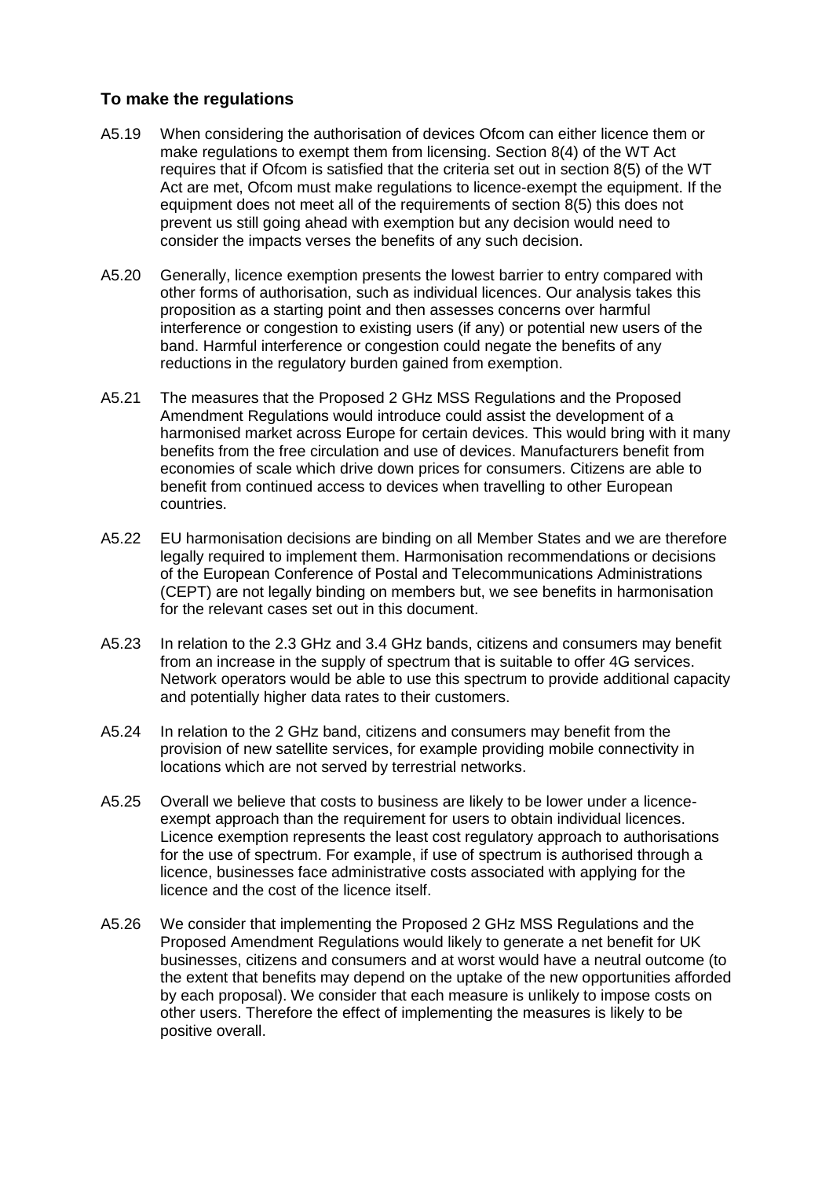### To make the regulations

A5.19 When considering the authorisation of devices Ofcom can either licence them or make regulations to exempt them from licensing. Section 8(4) of the WT Act requires that if Ofcom is satisfied that the criteria set out in section 8(5) of the WT Act are met, Ofcom must make regulations to licence-exempt the equipment. If the equipment does not meet all of the requirements of section 8(5) this does not prevent us still going ahead with exemption but any decision would need to consider the impacts verses the benefits of any such decision.

A5.20 Generally, licence exemption presents the lowest barrier to entry compared with other forms of authorisation, such as individual licences. Our analysis takes this proposition as a starting point and then assesses concerns over harmful interference or congestion to existing users (if any) or potential new users of the band. Harmful interference or congestion could negate the benefits of any reductions in the regulatory burden gained from exemption.

A5.21 The measures that the Proposed 2 GHz MSS Regulations and the Proposed Amendment Regulations would introduce could assist the development of a harmonised market across Europe for certain devices. This would bring with it many benefits from the free circulation and use of devices. Manufacturers benefit from economies of scale which drive down prices for consumers. Citizens are able to benefit from continued access to devices when travelling to other European countries.

A5.22 EU harmonisation decisions are binding on all Member States and we are therefore legally required to implement them. Harmonisation recommendations or decisions of the European Conference of Postal and Telecommunications Administrations (CEPT) are not legally binding on members but, we see benefits in harmonisation for the relevant cases set out in this document.

A5.23 In relation to the 2.3 GHz and 3.4 GHz bands, citizens and consumers may benefit from an increase in the supply of spectrum that is suitable to offer 4G services. Network operators would be able to use this spectrum to provide additional capacity and potentially higher data rates to their customers.

A5.24 In relation to the 2 GHz band, citizens and consumers may benefit from the provision of new satellite services, for example providing mobile connectivity in locations which are not served by terrestrial networks.

A5.25 Overall we believe that costs to business are likely to be lower under a licence-exempt approach than the requirement for users to obtain individual licences. Licence exemption represents the least cost regulatory approach to authorisations for the use of spectrum. For example, if use of spectrum is authorised through a licence, businesses face administrative costs associated with applying for the licence and the cost of the licence itself.

A5.26 We consider that implementing the Proposed 2 GHz MSS Regulations and the Proposed Amendment Regulations would likely to generate a net benefit for UK businesses, citizens and consumers and at worst would have a neutral outcome (to the extent that benefits may depend on the uptake of the new opportunities afforded by each proposal). We consider that each measure is unlikely to impose costs on other users. Therefore the effect of implementing the measures is likely to be positive overall.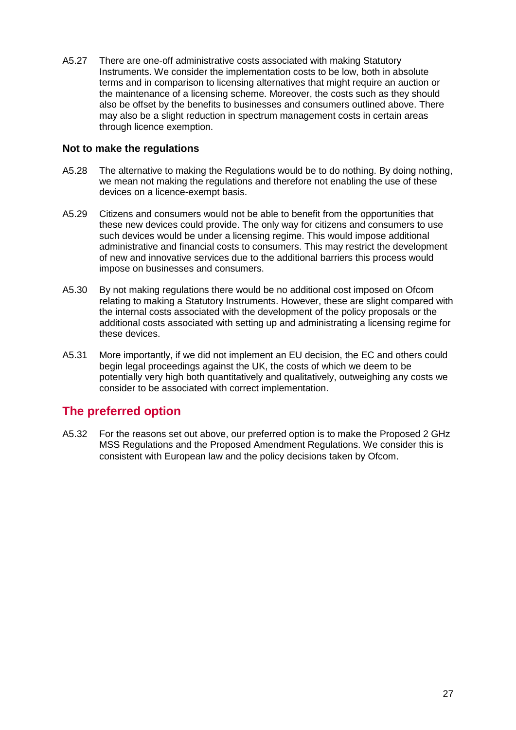A5.27 There are one-off administrative costs associated with making Statutory Instruments. We consider the implementation costs to be low, both in absolute terms and in comparison to licensing alternatives that might require an auction or the maintenance of a licensing scheme. Moreover, the costs such as they should also be offset by the benefits to businesses and consumers outlined above. There may also be a slight reduction in spectrum management costs in certain areas through licence exemption.

### Not to make the regulations

A5.28 The alternative to making the Regulations would be to do nothing. By doing nothing, we mean not making the regulations and therefore not enabling the use of these devices on a licence-exempt basis.

A5.29 Citizens and consumers would not be able to benefit from the opportunities that these new devices could provide. The only way for citizens and consumers to use such devices would be under a licensing regime. This would impose additional administrative and financial costs to consumers. This may restrict the development of new and innovative services due to the additional barriers this process would impose on businesses and consumers.

A5.30 By not making regulations there would be no additional cost imposed on Ofcom relating to making a Statutory Instruments. However, these are slight compared with the internal costs associated with the development of the policy proposals or the additional costs associated with setting up and administrating a licensing regime for these devices.

A5.31 More importantly, if we did not implement an EU decision, the EC and others could begin legal proceedings against the UK, the costs of which we deem to be potentially very high both quantitatively and qualitatively, outweighing any costs we consider to be associated with correct implementation.

## The preferred option

A5.32 For the reasons set out above, our preferred option is to make the Proposed 2 GHz MSS Regulations and the Proposed Amendment Regulations. We consider this is consistent with European law and the policy decisions taken by Ofcom.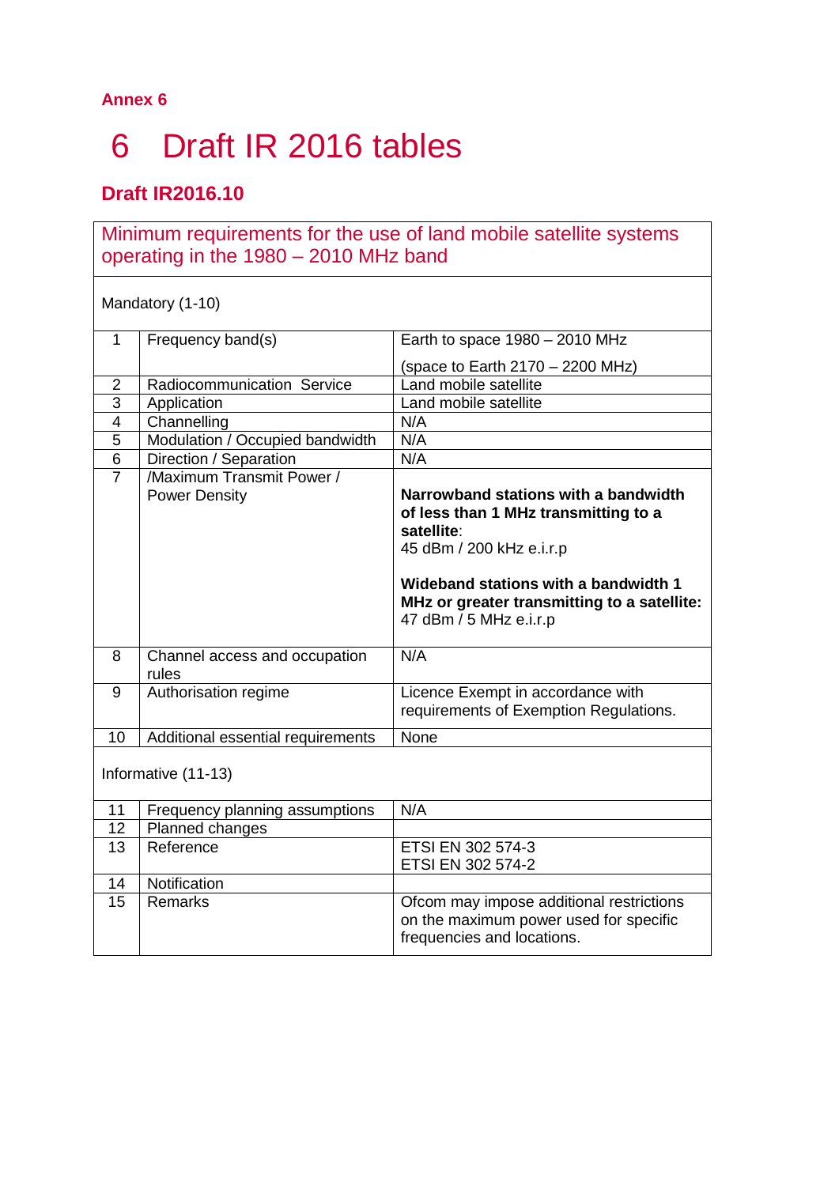**Annex 6**

# 6 Draft IR 2016 tables

## Draft IR2016.10

| Minimum requirements for the use of land mobile satellite systems operating in the 1980 – 2010 MHz band | | |
|---|---|---|
| Mandatory (1-10) | | |
| 1 | Frequency band(s) | Earth to space 1980 – 2010 MHz<br><br>(space to Earth 2170 – 2200 MHz) |
| 2 | Radiocommunication Service | Land mobile satellite |
| 3 | Application | Land mobile satellite |
| 4 | Channelling | N/A |
| 5 | Modulation / Occupied bandwidth | N/A |
| 6 | Direction / Separation | N/A |
| 7 | /Maximum Transmit Power / Power Density | **Narrowband stations with a bandwidth of less than 1 MHz transmitting to a satellite**:<br>45 dBm / 200 kHz e.i.r.p<br><br>**Wideband stations with a bandwidth 1 MHz or greater transmitting to a satellite:**<br>47 dBm / 5 MHz e.i.r.p |
| 8 | Channel access and occupation rules | N/A |
| 9 | Authorisation regime | Licence Exempt in accordance with requirements of Exemption Regulations. |
| 10 | Additional essential requirements | None |
| Informative (11-13) | | |
| 11 | Frequency planning assumptions | N/A |
| 12 | Planned changes | |
| 13 | Reference | ETSI EN 302 574-3<br>ETSI EN 302 574-2 |
| 14 | Notification | |
| 15 | Remarks | Ofcom may impose additional restrictions on the maximum power used for specific frequencies and locations. |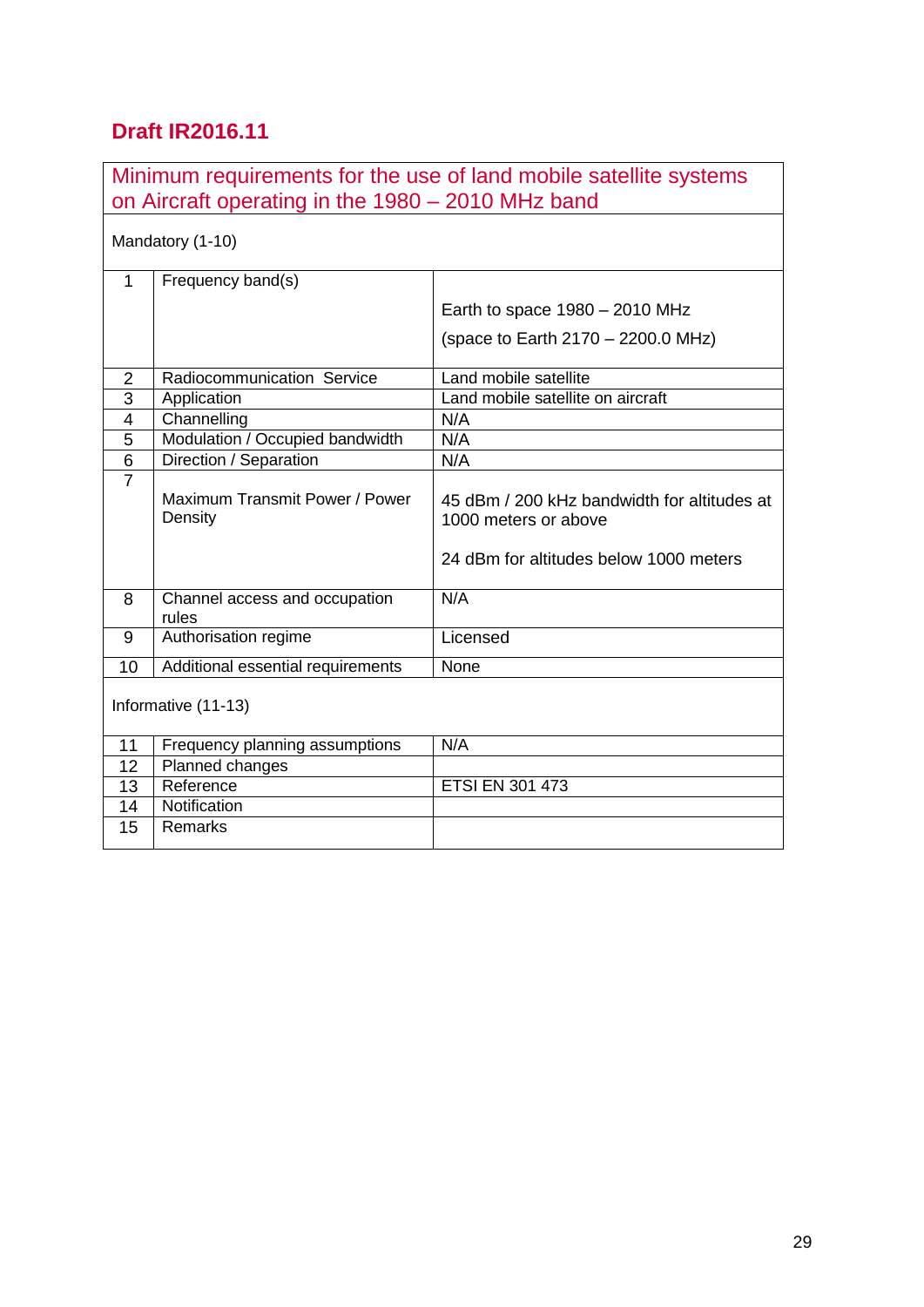## Draft IR2016.11

| Minimum requirements for the use of land mobile satellite systems on Aircraft operating in the 1980 – 2010 MHz band | | |
|---|---|---|
| Mandatory (1-10) | | |
| 1 | Frequency band(s) | Earth to space 1980 – 2010 MHz<br><br>(space to Earth 2170 – 2200.0 MHz) |
| 2 | Radiocommunication Service | Land mobile satellite |
| 3 | Application | Land mobile satellite on aircraft |
| 4 | Channelling | N/A |
| 5 | Modulation / Occupied bandwidth | N/A |
| 6 | Direction / Separation | N/A |
| 7 | Maximum Transmit Power / Power Density | 45 dBm / 200 kHz bandwidth for altitudes at 1000 meters or above<br><br>24 dBm for altitudes below 1000 meters |
| 8 | Channel access and occupation rules | N/A |
| 9 | Authorisation regime | Licensed |
| 10 | Additional essential requirements | None |
| Informative (11-13) | | |
| 11 | Frequency planning assumptions | N/A |
| 12 | Planned changes | |
| 13 | Reference | ETSI EN 301 473 |
| 14 | Notification | |
| 15 | Remarks | |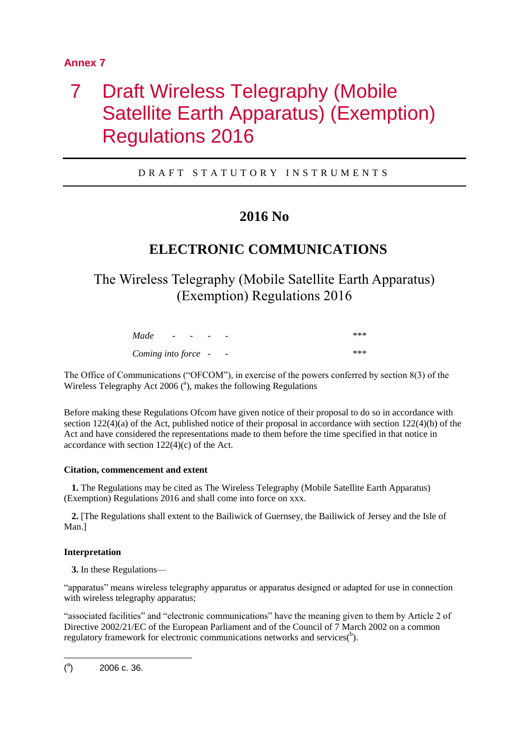Annex 7

# 7 Draft Wireless Telegraphy (Mobile Satellite Earth Apparatus) (Exemption) Regulations 2016

DRAFT STATUTORY INSTRUMENTS

## 2016 No

## ELECTRONIC COMMUNICATIONS

### The Wireless Telegraphy (Mobile Satellite Earth Apparatus) (Exemption) Regulations 2016

| | |
|---|---|
| *Made - - - -* | *\*\*\** |
| *Coming into force - -* | *\*\*\** |

The Office of Communications ("OFCOM"), in exercise of the powers conferred by section 8(3) of the Wireless Telegraphy Act 2006 ([a]), makes the following Regulations

Before making these Regulations Ofcom have given notice of their proposal to do so in accordance with section 122(4)(a) of the Act, published notice of their proposal in accordance with section 122(4)(b) of the Act and have considered the representations made to them before the time specified in that notice in accordance with section 122(4)(c) of the Act.

**Citation, commencement and extent**

**1.** The Regulations may be cited as The Wireless Telegraphy (Mobile Satellite Earth Apparatus) (Exemption) Regulations 2016 and shall come into force on xxx.

**2.** [The Regulations shall extent to the Bailiwick of Guernsey, the Bailiwick of Jersey and the Isle of Man.]

**Interpretation**

**3.** In these Regulations—

"apparatus" means wireless telegraphy apparatus or apparatus designed or adapted for use in connection with wireless telegraphy apparatus;

"associated facilities" and "electronic communications" have the meaning given to them by Article 2 of Directive 2002/21/EC of the European Parliament and of the Council of 7 March 2002 on a common regulatory framework for electronic communications networks and services([b]).

---

([a]) 2006 c. 36.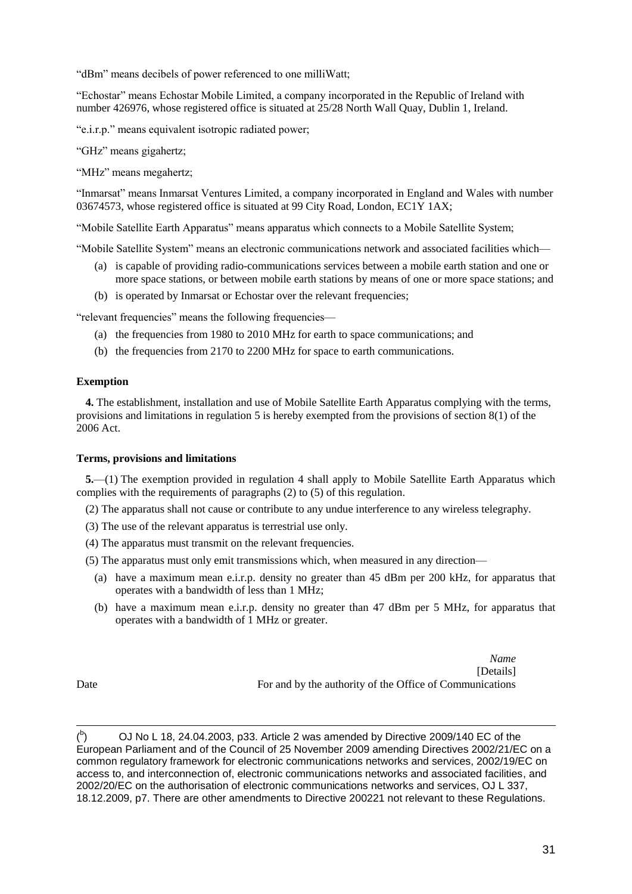"dBm" means decibels of power referenced to one milliWatt;

"Echostar" means Echostar Mobile Limited, a company incorporated in the Republic of Ireland with number 426976, whose registered office is situated at 25/28 North Wall Quay, Dublin 1, Ireland.

"e.i.r.p." means equivalent isotropic radiated power;

"GHz" means gigahertz;

"MHz" means megahertz;

"Inmarsat" means Inmarsat Ventures Limited, a company incorporated in England and Wales with number 03674573, whose registered office is situated at 99 City Road, London, EC1Y 1AX;

"Mobile Satellite Earth Apparatus" means apparatus which connects to a Mobile Satellite System;

"Mobile Satellite System" means an electronic communications network and associated facilities which—

(a) is capable of providing radio-communications services between a mobile earth station and one or more space stations, or between mobile earth stations by means of one or more space stations; and

(b) is operated by Inmarsat or Echostar over the relevant frequencies;

"relevant frequencies" means the following frequencies—

(a) the frequencies from 1980 to 2010 MHz for earth to space communications; and

(b) the frequencies from 2170 to 2200 MHz for space to earth communications.

**Exemption**

**4.** The establishment, installation and use of Mobile Satellite Earth Apparatus complying with the terms, provisions and limitations in regulation 5 is hereby exempted from the provisions of section 8(1) of the 2006 Act.

**Terms, provisions and limitations**

**5.**—(1) The exemption provided in regulation 4 shall apply to Mobile Satellite Earth Apparatus which complies with the requirements of paragraphs (2) to (5) of this regulation.

(2) The apparatus shall not cause or contribute to any undue interference to any wireless telegraphy.

(3) The use of the relevant apparatus is terrestrial use only.

(4) The apparatus must transmit on the relevant frequencies.

(5) The apparatus must only emit transmissions which, when measured in any direction—

(a) have a maximum mean e.i.r.p. density no greater than 45 dBm per 200 kHz, for apparatus that operates with a bandwidth of less than 1 MHz;

(b) have a maximum mean e.i.r.p. density no greater than 47 dBm per 5 MHz, for apparatus that operates with a bandwidth of 1 MHz or greater.

*Name*
[Details]
Date For and by the authority of the Office of Communications

---

([b]) OJ No L 18, 24.04.2003, p33. Article 2 was amended by Directive 2009/140 EC of the European Parliament and of the Council of 25 November 2009 amending Directives 2002/21/EC on a common regulatory framework for electronic communications networks and services, 2002/19/EC on access to, and interconnection of, electronic communications networks and associated facilities, and 2002/20/EC on the authorisation of electronic communications networks and services, OJ L 337, 18.12.2009, p7. There are other amendments to Directive 200221 not relevant to these Regulations.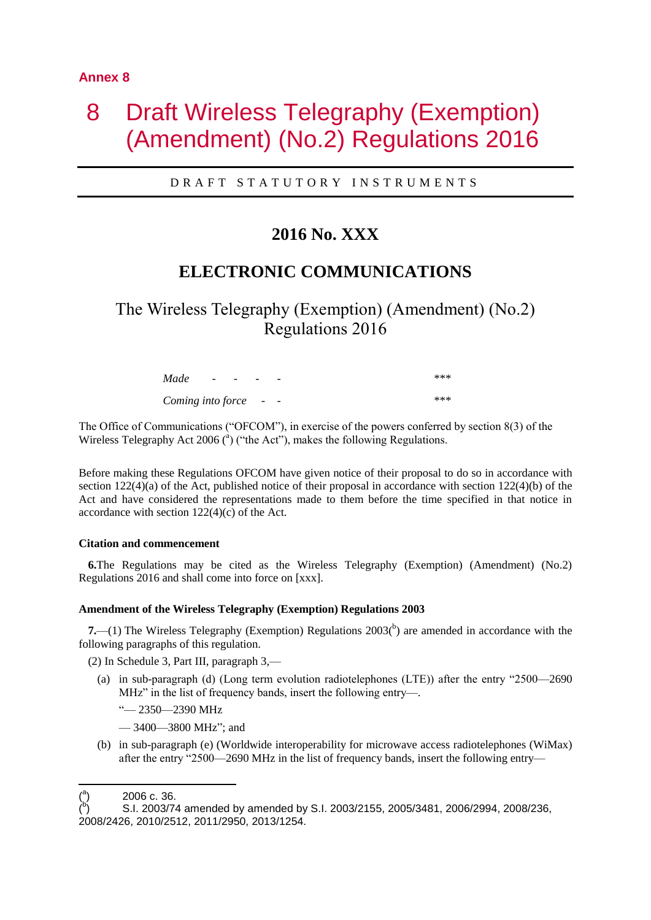**Annex 8**

# 8 Draft Wireless Telegraphy (Exemption) (Amendment) (No.2) Regulations 2016

DRAFT STATUTORY INSTRUMENTS

## 2016 No. XXX

## ELECTRONIC COMMUNICATIONS

### The Wireless Telegraphy (Exemption) (Amendment) (No.2) Regulations 2016

| | |
|---|---|
| *Made* - - - - | \*\*\* |
| *Coming into force* - - | \*\*\* |

The Office of Communications ("OFCOM"), in exercise of the powers conferred by section 8(3) of the Wireless Telegraphy Act 2006 ([a]) ("the Act"), makes the following Regulations.

Before making these Regulations OFCOM have given notice of their proposal to do so in accordance with section 122(4)(a) of the Act, published notice of their proposal in accordance with section 122(4)(b) of the Act and have considered the representations made to them before the time specified in that notice in accordance with section 122(4)(c) of the Act.

**Citation and commencement**

**6.** The Regulations may be cited as the Wireless Telegraphy (Exemption) (Amendment) (No.2) Regulations 2016 and shall come into force on [xxx].

**Amendment of the Wireless Telegraphy (Exemption) Regulations 2003**

**7.**—(1) The Wireless Telegraphy (Exemption) Regulations 2003([b]) are amended in accordance with the following paragraphs of this regulation.

(2) In Schedule 3, Part III, paragraph 3,—

(a) in sub-paragraph (d) (Long term evolution radiotelephones (LTE)) after the entry "2500—2690 MHz" in the list of frequency bands, insert the following entry—.

"— 2350—2390 MHz

— 3400—3800 MHz"; and

(b) in sub-paragraph (e) (Worldwide interoperability for microwave access radiotelephones (WiMax) after the entry "2500—2690 MHz in the list of frequency bands, insert the following entry—

---

([a]) 2006 c. 36.

([b]) S.I. 2003/74 amended by amended by S.I. 2003/2155, 2005/3481, 2006/2994, 2008/236, 2008/2426, 2010/2512, 2011/2950, 2013/1254.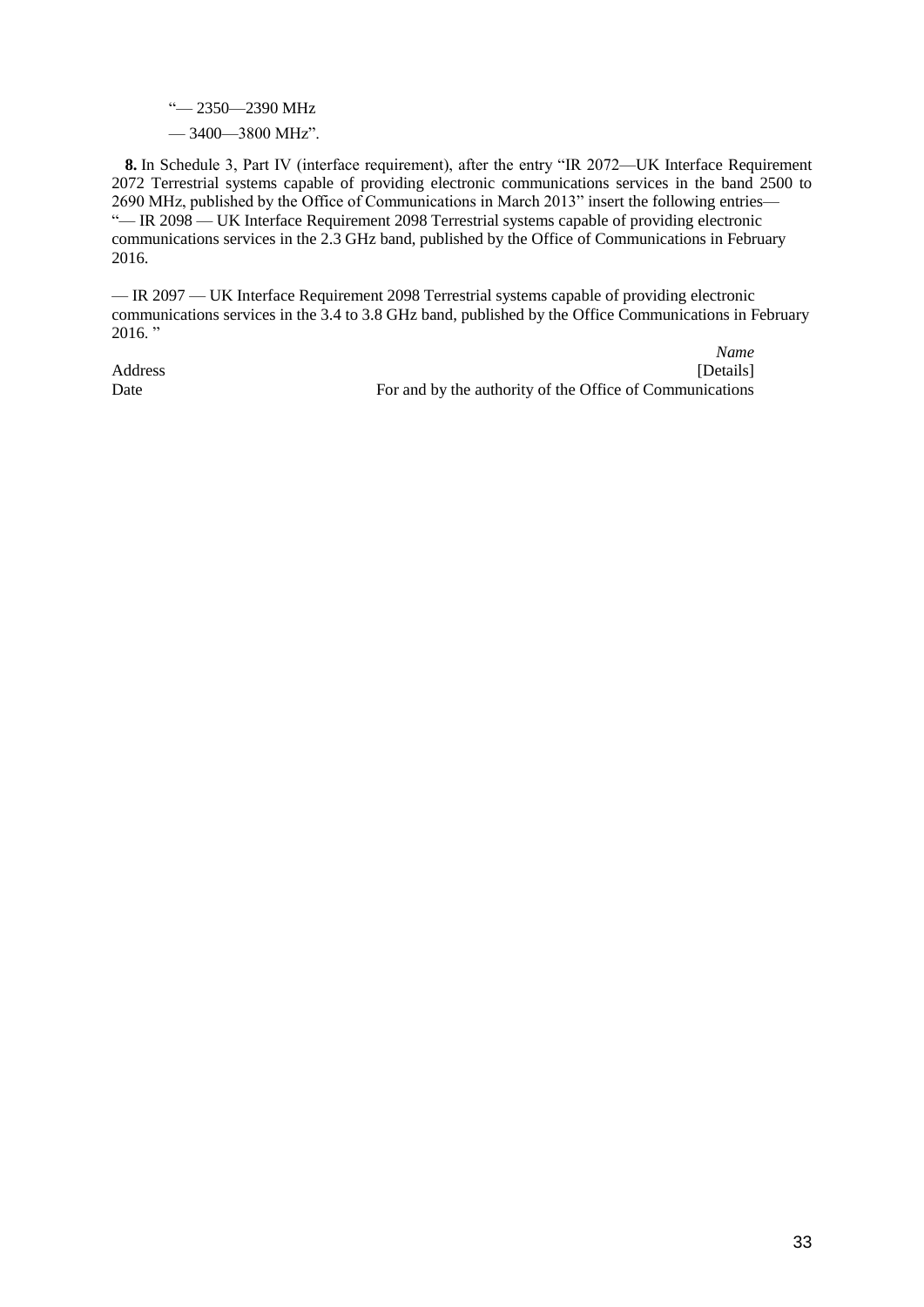"— 2350—2390 MHz

— 3400—3800 MHz".

**8.** In Schedule 3, Part IV (interface requirement), after the entry "IR 2072—UK Interface Requirement 2072 Terrestrial systems capable of providing electronic communications services in the band 2500 to 2690 MHz, published by the Office of Communications in March 2013" insert the following entries—
"— IR 2098 — UK Interface Requirement 2098 Terrestrial systems capable of providing electronic communications services in the 2.3 GHz band, published by the Office of Communications in February 2016.

— IR 2097 — UK Interface Requirement 2098 Terrestrial systems capable of providing electronic communications services in the 3.4 to 3.8 GHz band, published by the Office Communications in February 2016. "

*Name*

Address [Details]

Date For and by the authority of the Office of Communications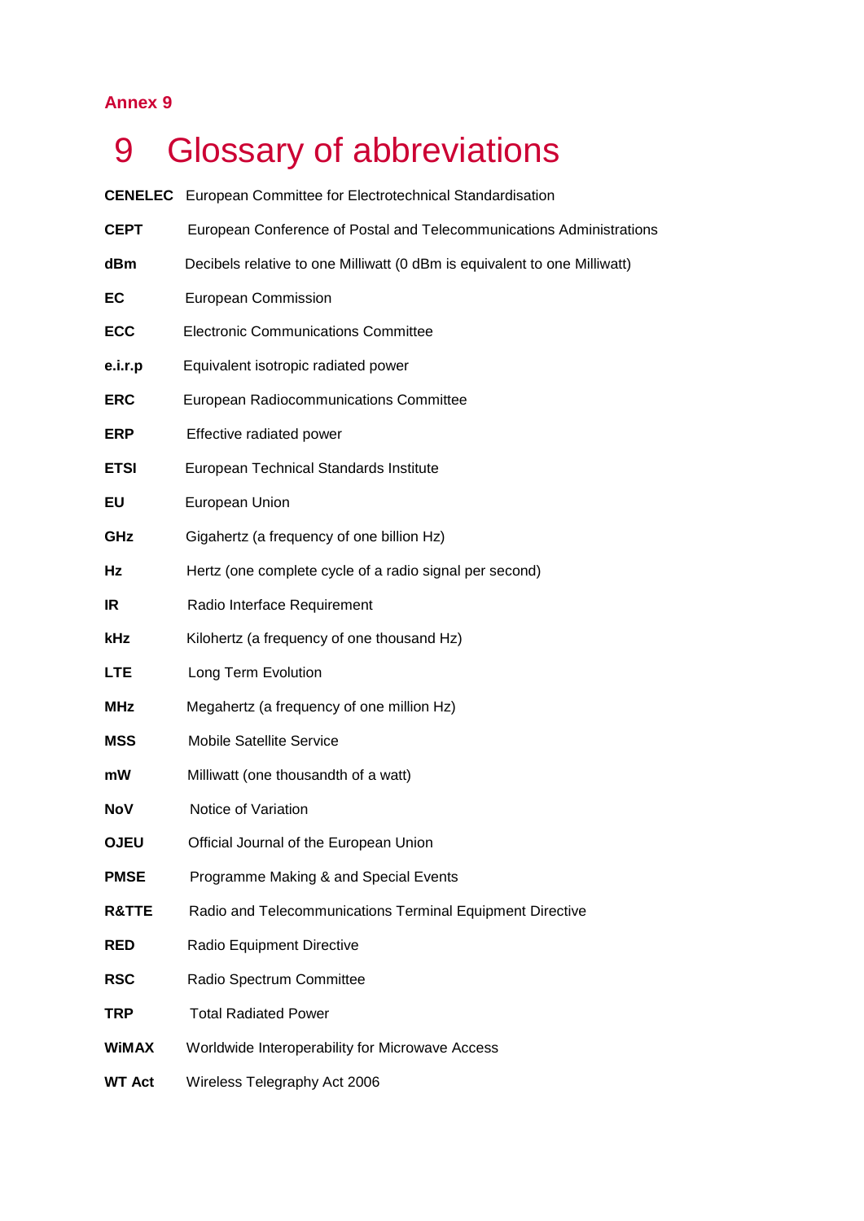**Annex 9**

# 9 Glossary of abbreviations

| | |
|---|---|
| **CENELEC** | European Committee for Electrotechnical Standardisation |
| **CEPT** | European Conference of Postal and Telecommunications Administrations |
| **dBm** | Decibels relative to one Milliwatt (0 dBm is equivalent to one Milliwatt) |
| **EC** | European Commission |
| **ECC** | Electronic Communications Committee |
| **e.i.r.p** | Equivalent isotropic radiated power |
| **ERC** | European Radiocommunications Committee |
| **ERP** | Effective radiated power |
| **ETSI** | European Technical Standards Institute |
| **EU** | European Union |
| **GHz** | Gigahertz (a frequency of one billion Hz) |
| **Hz** | Hertz (one complete cycle of a radio signal per second) |
| **IR** | Radio Interface Requirement |
| **kHz** | Kilohertz (a frequency of one thousand Hz) |
| **LTE** | Long Term Evolution |
| **MHz** | Megahertz (a frequency of one million Hz) |
| **MSS** | Mobile Satellite Service |
| **mW** | Milliwatt (one thousandth of a watt) |
| **NoV** | Notice of Variation |
| **OJEU** | Official Journal of the European Union |
| **PMSE** | Programme Making & and Special Events |
| **R&TTE** | Radio and Telecommunications Terminal Equipment Directive |
| **RED** | Radio Equipment Directive |
| **RSC** | Radio Spectrum Committee |
| **TRP** | Total Radiated Power |
| **WiMAX** | Worldwide Interoperability for Microwave Access |
| **WT Act** | Wireless Telegraphy Act 2006 |